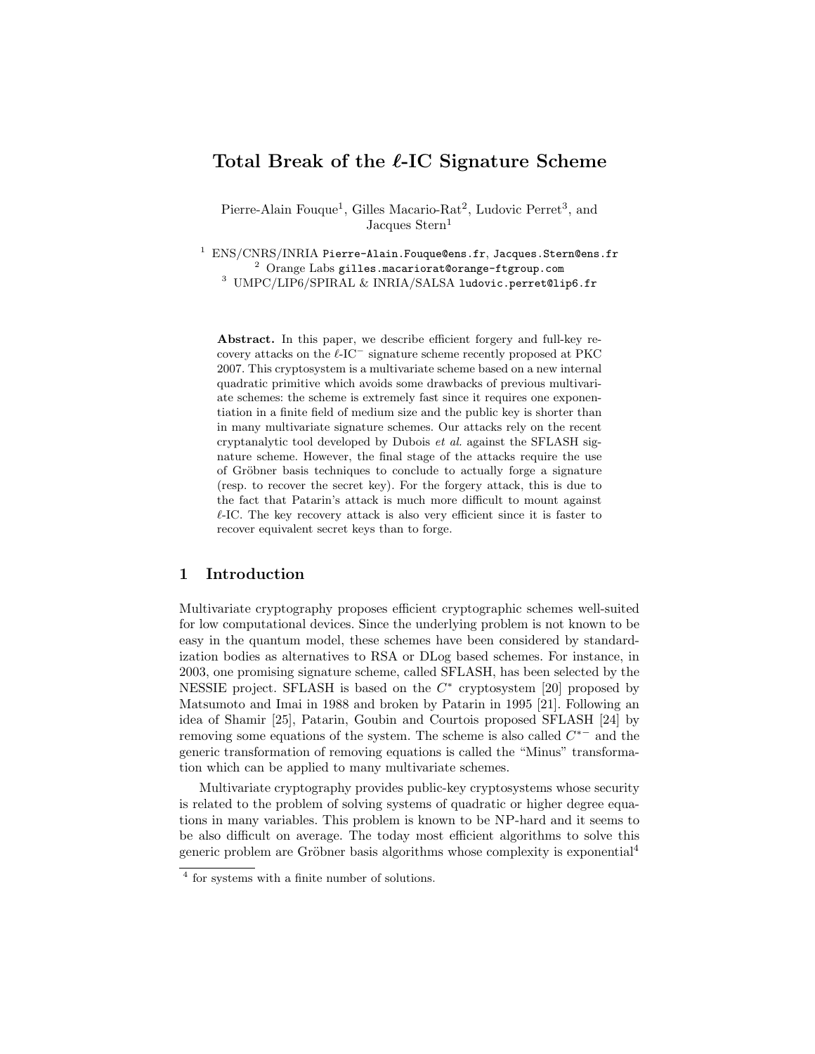# Total Break of the $\ell$-IC Signature Scheme

Pierre-Alain Fouque[1], Gilles Macario-Rat[2], Ludovic Perret[3], and Jacques Stern[1]

[1] ENS/CNRS/INRIA Pierre-Alain.Fouque@ens.fr, Jacques.Stern@ens.fr
[2] Orange Labs gilles.macariorat@orange-ftgroup.com
[3] UMPC/LIP6/SPIRAL & INRIA/SALSA ludovic.perret@lip6.fr

**Abstract.** In this paper, we describe efficient forgery and full-key recovery attacks on the $\ell$-IC$^-$ signature scheme recently proposed at PKC 2007. This cryptosystem is a multivariate scheme based on a new internal quadratic primitive which avoids some drawbacks of previous multivariate schemes: the scheme is extremely fast since it requires one exponentiation in a finite field of medium size and the public key is shorter than in many multivariate signature schemes. Our attacks rely on the recent cryptanalytic tool developed by Dubois *et al.* against the SFLASH signature scheme. However, the final stage of the attacks require the use of Gröbner basis techniques to conclude to actually forge a signature (resp. to recover the secret key). For the forgery attack, this is due to the fact that Patarin's attack is much more difficult to mount against $\ell$-IC. The key recovery attack is also very efficient since it is faster to recover equivalent secret keys than to forge.

## 1 Introduction

Multivariate cryptography proposes efficient cryptographic schemes well-suited for low computational devices. Since the underlying problem is not known to be easy in the quantum model, these schemes have been considered by standardization bodies as alternatives to RSA or DLog based schemes. For instance, in 2003, one promising signature scheme, called SFLASH, has been selected by the NESSIE project. SFLASH is based on the $C^*$ cryptosystem [20] proposed by Matsumoto and Imai in 1988 and broken by Patarin in 1995 [21]. Following an idea of Shamir [25], Patarin, Goubin and Courtois proposed SFLASH [24] by removing some equations of the system. The scheme is also called $C^{*-}$ and the generic transformation of removing equations is called the "Minus" transformation which can be applied to many multivariate schemes.

Multivariate cryptography provides public-key cryptosystems whose security is related to the problem of solving systems of quadratic or higher degree equations in many variables. This problem is known to be NP-hard and it seems to be also difficult on average. The today most efficient algorithms to solve this generic problem are Gröbner basis algorithms whose complexity is exponential[4]

[4] for systems with a finite number of solutions.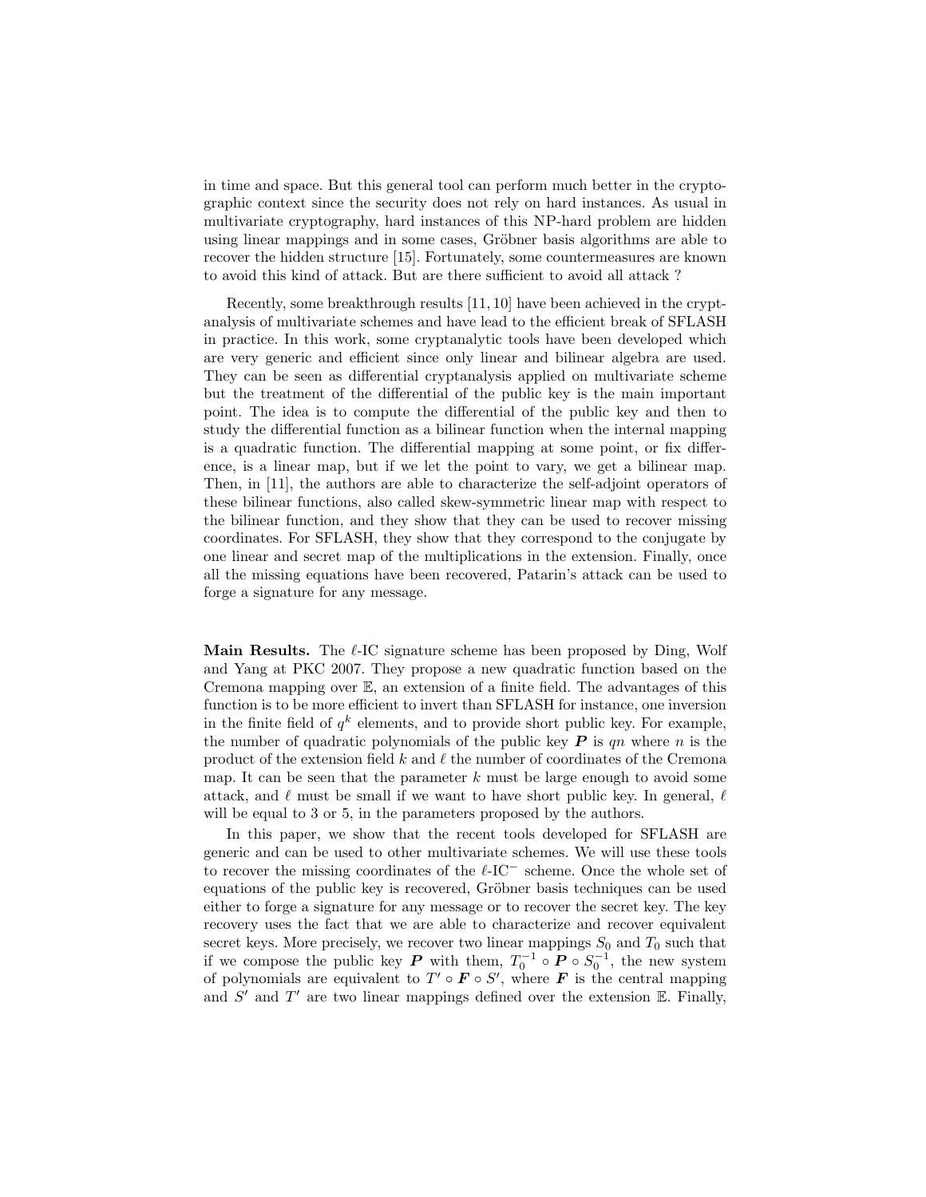in time and space. But this general tool can perform much better in the cryptographic context since the security does not rely on hard instances. As usual in multivariate cryptography, hard instances of this NP-hard problem are hidden using linear mappings and in some cases, Gröbner basis algorithms are able to recover the hidden structure [15]. Fortunately, some countermeasures are known to avoid this kind of attack. But are there sufficient to avoid all attack ?

Recently, some breakthrough results [11, 10] have been achieved in the cryptanalysis of multivariate schemes and have lead to the efficient break of SFLASH in practice. In this work, some cryptanalytic tools have been developed which are very generic and efficient since only linear and bilinear algebra are used. They can be seen as differential cryptanalysis applied on multivariate scheme but the treatment of the differential of the public key is the main important point. The idea is to compute the differential of the public key and then to study the differential function as a bilinear function when the internal mapping is a quadratic function. The differential mapping at some point, or fix difference, is a linear map, but if we let the point to vary, we get a bilinear map. Then, in [11], the authors are able to characterize the self-adjoint operators of these bilinear functions, also called skew-symmetric linear map with respect to the bilinear function, and they show that they can be used to recover missing coordinates. For SFLASH, they show that they correspond to the conjugate by one linear and secret map of the multiplications in the extension. Finally, once all the missing equations have been recovered, Patarin's attack can be used to forge a signature for any message.

**Main Results.** The $\ell$-IC signature scheme has been proposed by Ding, Wolf and Yang at PKC 2007. They propose a new quadratic function based on the Cremona mapping over $\mathbb{E}$, an extension of a finite field. The advantages of this function is to be more efficient to invert than SFLASH for instance, one inversion in the finite field of $q^k$ elements, and to provide short public key. For example, the number of quadratic polynomials of the public key $\boldsymbol{P}$ is $qn$ where $n$ is the product of the extension field $k$ and $\ell$ the number of coordinates of the Cremona map. It can be seen that the parameter $k$ must be large enough to avoid some attack, and $\ell$ must be small if we want to have short public key. In general, $\ell$ will be equal to 3 or 5, in the parameters proposed by the authors.

In this paper, we show that the recent tools developed for SFLASH are generic and can be used to other multivariate schemes. We will use these tools to recover the missing coordinates of the $\ell$-IC$^-$ scheme. Once the whole set of equations of the public key is recovered, Gröbner basis techniques can be used either to forge a signature for any message or to recover the secret key. The key recovery uses the fact that we are able to characterize and recover equivalent secret keys. More precisely, we recover two linear mappings $S_0$ and $T_0$ such that if we compose the public key $\boldsymbol{P}$ with them, $T_0^{-1} \circ \boldsymbol{P} \circ S_0^{-1}$, the new system of polynomials are equivalent to $T' \circ \boldsymbol{F} \circ S'$, where $\boldsymbol{F}$ is the central mapping and $S'$ and $T'$ are two linear mappings defined over the extension $\mathbb{E}$. Finally,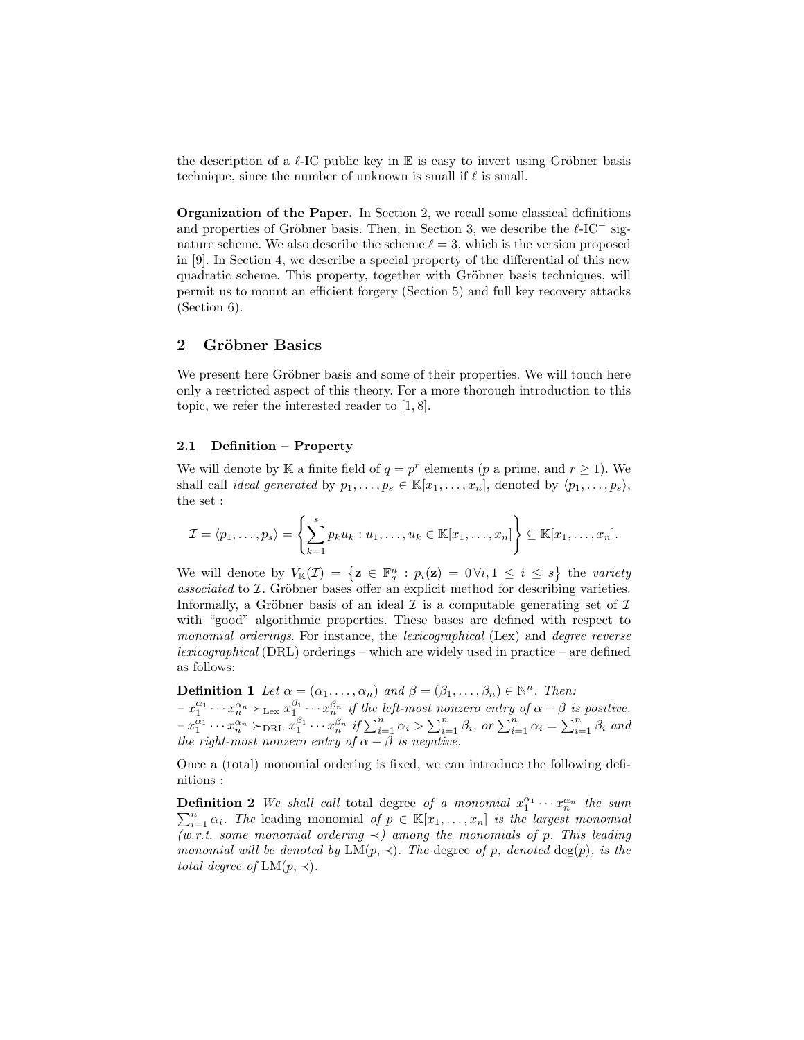the description of a $\ell$-IC public key in $\mathbb{E}$ is easy to invert using Gröbner basis technique, since the number of unknown is small if $\ell$ is small.

**Organization of the Paper.** In Section 2, we recall some classical definitions and properties of Gröbner basis. Then, in Section 3, we describe the $\ell$-IC$^-$ signature scheme. We also describe the scheme $\ell = 3$, which is the version proposed in [9]. In Section 4, we describe a special property of the differential of this new quadratic scheme. This property, together with Gröbner basis techniques, will permit us to mount an efficient forgery (Section 5) and full key recovery attacks (Section 6).

## 2 Gröbner Basics

We present here Gröbner basis and some of their properties. We will touch here only a restricted aspect of this theory. For a more thorough introduction to this topic, we refer the interested reader to [1, 8].

### 2.1 Definition – Property

We will denote by $\mathbb{K}$ a finite field of $q = p^r$ elements ($p$ a prime, and $r \geq 1$). We shall call *ideal generated* by $p_1, \ldots, p_s \in \mathbb{K}[x_1, \ldots, x_n]$, denoted by $\langle p_1, \ldots, p_s \rangle$, the set :

$$\mathcal{I} = \langle p_1, \ldots, p_s \rangle = \left\{ \sum_{k=1}^{s} p_k u_k : u_1, \ldots, u_k \in \mathbb{K}[x_1, \ldots, x_n] \right\} \subseteq \mathbb{K}[x_1, \ldots, x_n].$$

We will denote by $V_{\mathbb{K}}(\mathcal{I}) = \left\{ \mathbf{z} \in \mathbb{F}_q^n : p_i(\mathbf{z}) = 0 \, \forall i, 1 \leq i \leq s \right\}$ the *variety associated* to $\mathcal{I}$. Gröbner bases offer an explicit method for describing varieties. Informally, a Gröbner basis of an ideal $\mathcal{I}$ is a computable generating set of $\mathcal{I}$ with "good" algorithmic properties. These bases are defined with respect to *monomial orderings*. For instance, the *lexicographical* (Lex) and *degree reverse lexicographical* (DRL) orderings – which are widely used in practice – are defined as follows:

**Definition 1** *Let $\alpha = (\alpha_1, \ldots, \alpha_n)$ and $\beta = (\beta_1, \ldots, \beta_n) \in \mathbb{N}^n$. Then:*
*– $x_1^{\alpha_1} \cdots x_n^{\alpha_n} \succ_{\text{Lex}} x_1^{\beta_1} \cdots x_n^{\beta_n}$ if the left-most nonzero entry of $\alpha - \beta$ is positive.*
*– $x_1^{\alpha_1} \cdots x_n^{\alpha_n} \succ_{\text{DRL}} x_1^{\beta_1} \cdots x_n^{\beta_n}$ if $\sum_{i=1}^{n} \alpha_i > \sum_{i=1}^{n} \beta_i$, or $\sum_{i=1}^{n} \alpha_i = \sum_{i=1}^{n} \beta_i$ and the right-most nonzero entry of $\alpha - \beta$ is negative.*

Once a (total) monomial ordering is fixed, we can introduce the following definitions :

**Definition 2** *We shall call* total degree *of a monomial $x_1^{\alpha_1} \cdots x_n^{\alpha_n}$ the sum $\sum_{i=1}^{n} \alpha_i$. The* leading monomial *of $p \in \mathbb{K}[x_1, \ldots, x_n]$ is the largest monomial (w.r.t. some monomial ordering $\prec$) among the monomials of $p$. This leading monomial will be denoted by $\mathrm{LM}(p, \prec)$. The* degree *of $p$, denoted $\deg(p)$, is the total degree of $\mathrm{LM}(p, \prec)$.*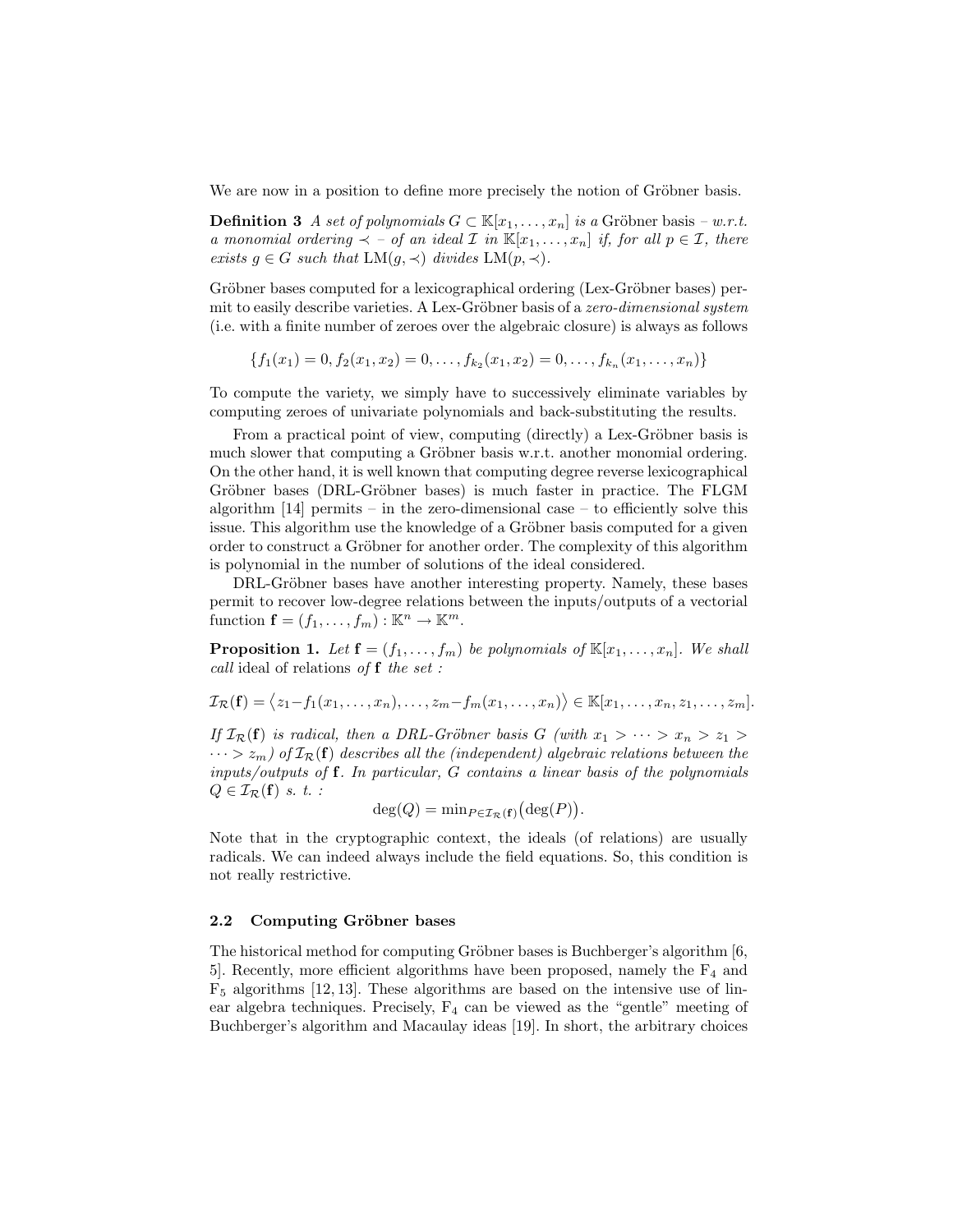We are now in a position to define more precisely the notion of Gröbner basis.

**Definition 3** *A set of polynomials $G \subset \mathbb{K}[x_1, \ldots, x_n]$ is a* Gröbner basis *– w.r.t. a monomial ordering $\prec$ – of an ideal $\mathcal{I}$ in $\mathbb{K}[x_1, \ldots, x_n]$ if, for all $p \in \mathcal{I}$, there exists $g \in G$ such that $\mathrm{LM}(g, \prec)$ divides $\mathrm{LM}(p, \prec)$.*

Gröbner bases computed for a lexicographical ordering (Lex-Gröbner bases) permit to easily describe varieties. A Lex-Gröbner basis of a *zero-dimensional system* (i.e. with a finite number of zeroes over the algebraic closure) is always as follows

$$\{f_1(x_1) = 0, f_2(x_1, x_2) = 0, \ldots, f_{k_2}(x_1, x_2) = 0, \ldots, f_{k_n}(x_1, \ldots, x_n)\}$$

To compute the variety, we simply have to successively eliminate variables by computing zeroes of univariate polynomials and back-substituting the results.

From a practical point of view, computing (directly) a Lex-Gröbner basis is much slower that computing a Gröbner basis w.r.t. another monomial ordering. On the other hand, it is well known that computing degree reverse lexicographical Gröbner bases (DRL-Gröbner bases) is much faster in practice. The FLGM algorithm [14] permits – in the zero-dimensional case – to efficiently solve this issue. This algorithm use the knowledge of a Gröbner basis computed for a given order to construct a Gröbner for another order. The complexity of this algorithm is polynomial in the number of solutions of the ideal considered.

DRL-Gröbner bases have another interesting property. Namely, these bases permit to recover low-degree relations between the inputs/outputs of a vectorial function $\mathbf{f} = (f_1, \ldots, f_m) : \mathbb{K}^n \to \mathbb{K}^m$.

**Proposition 1.** *Let $\mathbf{f} = (f_1, \ldots, f_m)$ be polynomials of $\mathbb{K}[x_1, \ldots, x_n]$. We shall call* ideal of relations *of $\mathbf{f}$ the set :*

$$\mathcal{I}_{\mathcal{R}}(\mathbf{f}) = \big\langle z_1 - f_1(x_1, \ldots, x_n), \ldots, z_m - f_m(x_1, \ldots, x_n) \big\rangle \in \mathbb{K}[x_1, \ldots, x_n, z_1, \ldots, z_m].$$

*If $\mathcal{I}_{\mathcal{R}}(\mathbf{f})$ is radical, then a DRL-Gröbner basis $G$ (with $x_1 > \cdots > x_n > z_1 > \cdots > z_m$) of $\mathcal{I}_{\mathcal{R}}(\mathbf{f})$ describes all the (independent) algebraic relations between the inputs/outputs of $\mathbf{f}$. In particular, $G$ contains a linear basis of the polynomials $Q \in \mathcal{I}_{\mathcal{R}}(\mathbf{f})$ s. t. :*

$$\deg(Q) = \min_{P \in \mathcal{I}_{\mathcal{R}}(\mathbf{f})}\big(\deg(P)\big).$$

Note that in the cryptographic context, the ideals (of relations) are usually radicals. We can indeed always include the field equations. So, this condition is not really restrictive.

### 2.2 Computing Gröbner bases

The historical method for computing Gröbner bases is Buchberger's algorithm [6, 5]. Recently, more efficient algorithms have been proposed, namely the $\mathrm{F}_4$ and $\mathrm{F}_5$ algorithms [12, 13]. These algorithms are based on the intensive use of linear algebra techniques. Precisely, $\mathrm{F}_4$ can be viewed as the "gentle" meeting of Buchberger's algorithm and Macaulay ideas [19]. In short, the arbitrary choices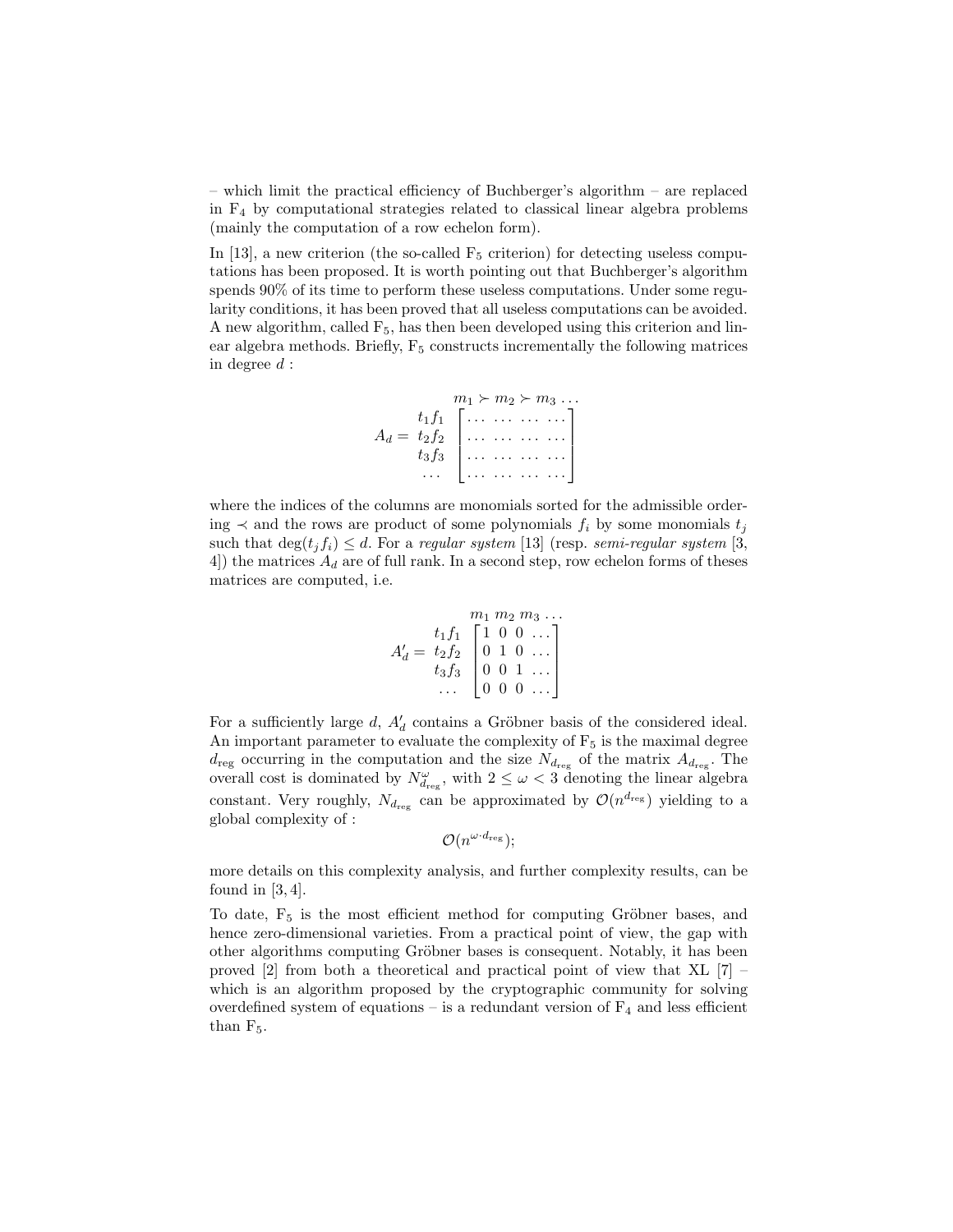– which limit the practical efficiency of Buchberger's algorithm – are replaced in $F_4$ by computational strategies related to classical linear algebra problems (mainly the computation of a row echelon form).

In [13], a new criterion (the so-called $F_5$ criterion) for detecting useless computations has been proposed. It is worth pointing out that Buchberger's algorithm spends 90% of its time to perform these useless computations. Under some regularity conditions, it has been proved that all useless computations can be avoided. A new algorithm, called $F_5$, has then been developed using this criterion and linear algebra methods. Briefly, $F_5$ constructs incrementally the following matrices in degree $d$ :

$$A_d = \begin{array}{c} \\ t_1 f_1 \\ t_2 f_2 \\ t_3 f_3 \\ \dots \end{array} \begin{array}{c} m_1 \succ m_2 \succ m_3 \dots \\ \begin{bmatrix} \dots & \dots & \dots & \dots \\ \dots & \dots & \dots & \dots \\ \dots & \dots & \dots & \dots \\ \dots & \dots & \dots & \dots \end{bmatrix} \end{array}$$

where the indices of the columns are monomials sorted for the admissible ordering $\prec$ and the rows are product of some polynomials $f_i$ by some monomials $t_j$ such that $\deg(t_j f_i) \leq d$. For a *regular system* [13] (resp. *semi-regular system* [3, 4]) the matrices $A_d$ are of full rank. In a second step, row echelon forms of theses matrices are computed, i.e.

$$A'_d = \begin{array}{c} \\ t_1 f_1 \\ t_2 f_2 \\ t_3 f_3 \\ \dots \end{array} \begin{array}{c} m_1 \; m_2 \; m_3 \dots \\ \begin{bmatrix} 1 & 0 & 0 & \dots \\ 0 & 1 & 0 & \dots \\ 0 & 0 & 1 & \dots \\ 0 & 0 & 0 & \dots \end{bmatrix} \end{array}$$

For a sufficiently large $d$, $A'_d$ contains a Gröbner basis of the considered ideal. An important parameter to evaluate the complexity of $F_5$ is the maximal degree $d_{\text{reg}}$ occurring in the computation and the size $N_{d_{\text{reg}}}$ of the matrix $A_{d_{\text{reg}}}$. The overall cost is dominated by $N_{d_{\text{reg}}}^{\omega}$, with $2 \leq \omega < 3$ denoting the linear algebra constant. Very roughly, $N_{d_{\text{reg}}}$ can be approximated by $\mathcal{O}(n^{d_{\text{reg}}})$ yielding to a global complexity of :

$$\mathcal{O}(n^{\omega \cdot d_{\text{reg}}});$$

more details on this complexity analysis, and further complexity results, can be found in [3, 4].

To date, $F_5$ is the most efficient method for computing Gröbner bases, and hence zero-dimensional varieties. From a practical point of view, the gap with other algorithms computing Gröbner bases is consequent. Notably, it has been proved [2] from both a theoretical and practical point of view that XL [7] – which is an algorithm proposed by the cryptographic community for solving overdefined system of equations – is a redundant version of $F_4$ and less efficient than $F_5$.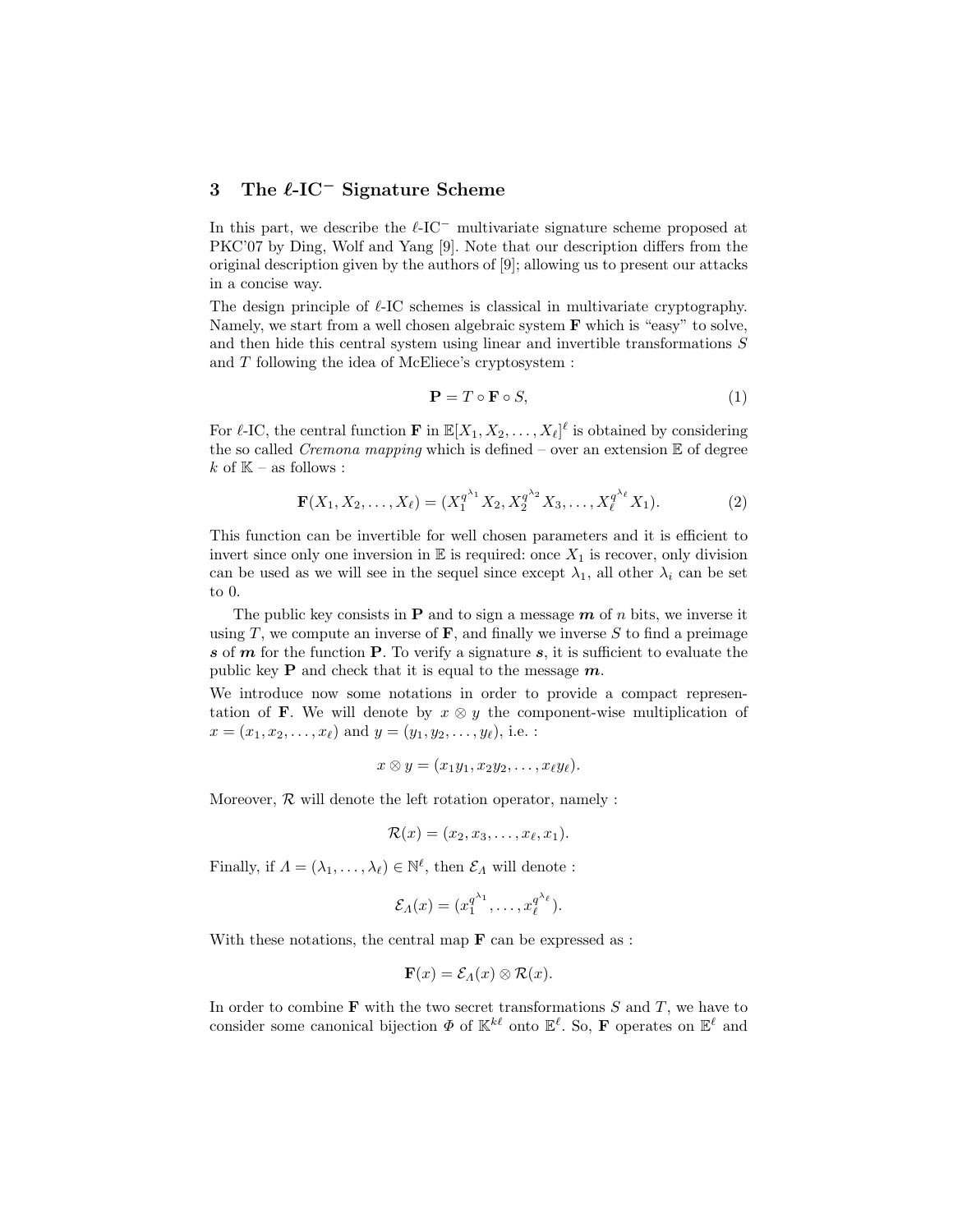## 3 The $\ell$-IC$^-$ Signature Scheme

In this part, we describe the $\ell$-IC$^-$ multivariate signature scheme proposed at PKC'07 by Ding, Wolf and Yang [9]. Note that our description differs from the original description given by the authors of [9]; allowing us to present our attacks in a concise way.

The design principle of $\ell$-IC schemes is classical in multivariate cryptography. Namely, we start from a well chosen algebraic system $\mathbf{F}$ which is "easy" to solve, and then hide this central system using linear and invertible transformations $S$ and $T$ following the idea of McEliece's cryptosystem :

$$\mathbf{P} = T \circ \mathbf{F} \circ S, \tag{1}$$

For $\ell$-IC, the central function $\mathbf{F}$ in $\mathbb{E}[X_1, X_2, \ldots, X_\ell]^\ell$ is obtained by considering the so called *Cremona mapping* which is defined – over an extension $\mathbb{E}$ of degree $k$ of $\mathbb{K}$ – as follows :

$$\mathbf{F}(X_1, X_2, \ldots, X_\ell) = (X_1^{q^{\lambda_1}} X_2, X_2^{q^{\lambda_2}} X_3, \ldots, X_\ell^{q^{\lambda_\ell}} X_1). \tag{2}$$

This function can be invertible for well chosen parameters and it is efficient to invert since only one inversion in $\mathbb{E}$ is required: once $X_1$ is recover, only division can be used as we will see in the sequel since except $\lambda_1$, all other $\lambda_i$ can be set to 0.

The public key consists in $\mathbf{P}$ and to sign a message $\boldsymbol{m}$ of $n$ bits, we inverse it using $T$, we compute an inverse of $\mathbf{F}$, and finally we inverse $S$ to find a preimage $\boldsymbol{s}$ of $\boldsymbol{m}$ for the function $\mathbf{P}$. To verify a signature $\boldsymbol{s}$, it is sufficient to evaluate the public key $\mathbf{P}$ and check that it is equal to the message $\boldsymbol{m}$.

We introduce now some notations in order to provide a compact representation of $\mathbf{F}$. We will denote by $x \otimes y$ the component-wise multiplication of $x = (x_1, x_2, \ldots, x_\ell)$ and $y = (y_1, y_2, \ldots, y_\ell)$, i.e. :

$$x \otimes y = (x_1 y_1, x_2 y_2, \ldots, x_\ell y_\ell).$$

Moreover, $\mathcal{R}$ will denote the left rotation operator, namely :

$$\mathcal{R}(x) = (x_2, x_3, \ldots, x_\ell, x_1).$$

Finally, if $\Lambda = (\lambda_1, \ldots, \lambda_\ell) \in \mathbb{N}^\ell$, then $\mathcal{E}_\Lambda$ will denote :

$$\mathcal{E}_\Lambda(x) = (x_1^{q^{\lambda_1}}, \ldots, x_\ell^{q^{\lambda_\ell}}).$$

With these notations, the central map $\mathbf{F}$ can be expressed as :

$$\mathbf{F}(x) = \mathcal{E}_\Lambda(x) \otimes \mathcal{R}(x).$$

In order to combine $\mathbf{F}$ with the two secret transformations $S$ and $T$, we have to consider some canonical bijection $\Phi$ of $\mathbb{K}^{k\ell}$ onto $\mathbb{E}^\ell$. So, $\mathbf{F}$ operates on $\mathbb{E}^\ell$ and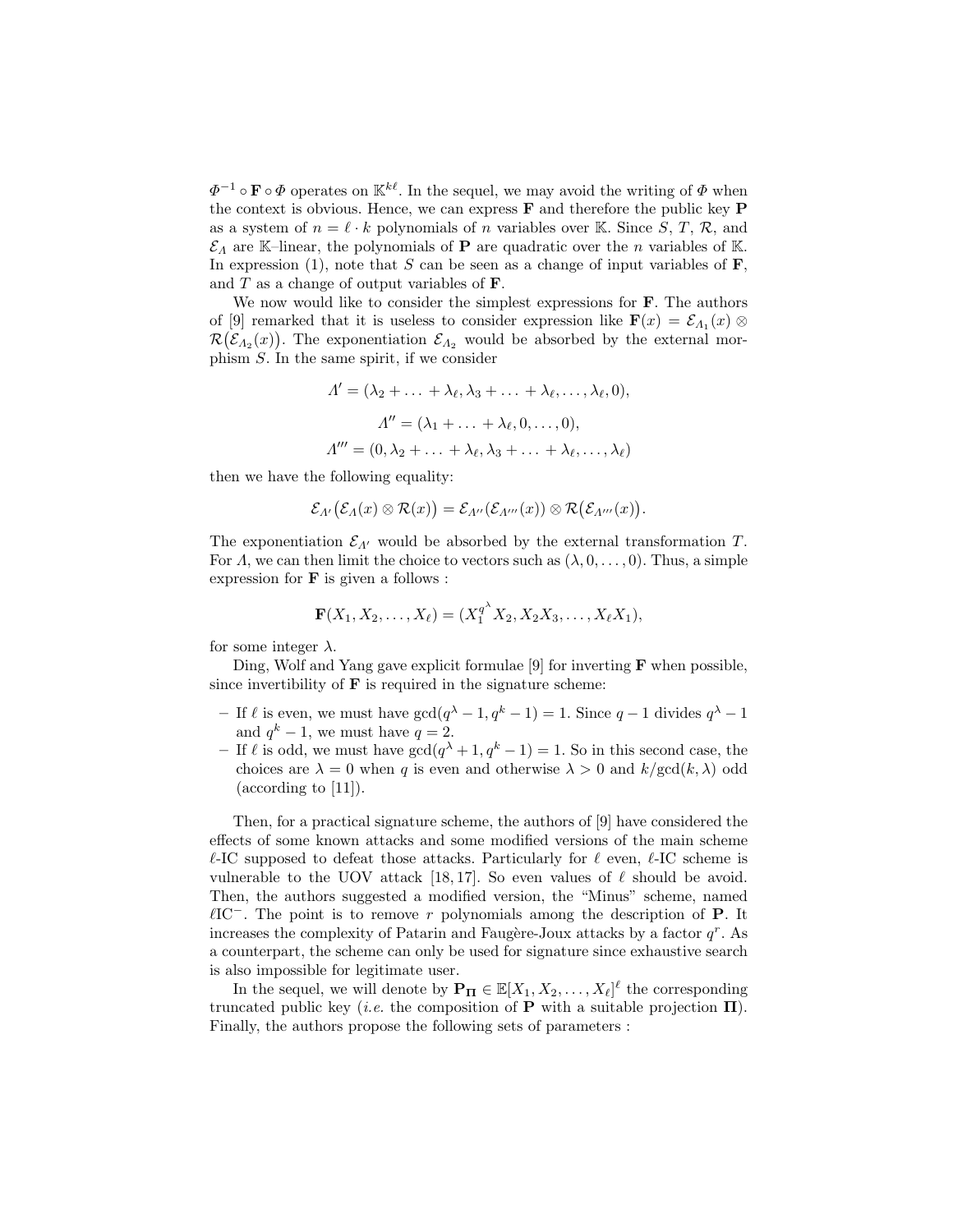$\Phi^{-1} \circ \mathbf{F} \circ \Phi$ operates on $\mathbb{K}^{k\ell}$. In the sequel, we may avoid the writing of $\Phi$ when the context is obvious. Hence, we can express $\mathbf{F}$ and therefore the public key $\mathbf{P}$ as a system of $n = \ell \cdot k$ polynomials of $n$ variables over $\mathbb{K}$. Since $S$, $T$, $\mathcal{R}$, and $\mathcal{E}_\Lambda$ are $\mathbb{K}$–linear, the polynomials of $\mathbf{P}$ are quadratic over the $n$ variables of $\mathbb{K}$. In expression (1), note that $S$ can be seen as a change of input variables of $\mathbf{F}$, and $T$ as a change of output variables of $\mathbf{F}$.

We now would like to consider the simplest expressions for $\mathbf{F}$. The authors of [9] remarked that it is useless to consider expression like $\mathbf{F}(x) = \mathcal{E}_{\Lambda_1}(x) \otimes \mathcal{R}\big(\mathcal{E}_{\Lambda_2}(x)\big)$. The exponentiation $\mathcal{E}_{\Lambda_2}$ would be absorbed by the external morphism $S$. In the same spirit, if we consider

$$\Lambda' = (\lambda_2 + \ldots + \lambda_\ell, \lambda_3 + \ldots + \lambda_\ell, \ldots, \lambda_\ell, 0),$$

$$\Lambda'' = (\lambda_1 + \ldots + \lambda_\ell, 0, \ldots, 0),$$

$$\Lambda''' = (0, \lambda_2 + \ldots + \lambda_\ell, \lambda_3 + \ldots + \lambda_\ell, \ldots, \lambda_\ell)$$

then we have the following equality:

$$\mathcal{E}_{\Lambda'}\big(\mathcal{E}_\Lambda(x) \otimes \mathcal{R}(x)\big) = \mathcal{E}_{\Lambda''}(\mathcal{E}_{\Lambda'''}(x)) \otimes \mathcal{R}\big(\mathcal{E}_{\Lambda'''}(x)\big).$$

The exponentiation $\mathcal{E}_{\Lambda'}$ would be absorbed by the external transformation $T$. For $\Lambda$, we can then limit the choice to vectors such as $(\lambda, 0, \ldots, 0)$. Thus, a simple expression for $\mathbf{F}$ is given a follows :

$$\mathbf{F}(X_1, X_2, \ldots, X_\ell) = (X_1^{q^\lambda} X_2, X_2 X_3, \ldots, X_\ell X_1),$$

for some integer $\lambda$.

Ding, Wolf and Yang gave explicit formulae [9] for inverting $\mathbf{F}$ when possible, since invertibility of $\mathbf{F}$ is required in the signature scheme:

- If $\ell$ is even, we must have $\gcd(q^\lambda - 1, q^k - 1) = 1$. Since $q - 1$ divides $q^\lambda - 1$ and $q^k - 1$, we must have $q = 2$.
- If $\ell$ is odd, we must have $\gcd(q^\lambda + 1, q^k - 1) = 1$. So in this second case, the choices are $\lambda = 0$ when $q$ is even and otherwise $\lambda > 0$ and $k/\gcd(k, \lambda)$ odd (according to [11]).

Then, for a practical signature scheme, the authors of [9] have considered the effects of some known attacks and some modified versions of the main scheme $\ell$-IC supposed to defeat those attacks. Particularly for $\ell$ even, $\ell$-IC scheme is vulnerable to the UOV attack [18, 17]. So even values of $\ell$ should be avoid. Then, the authors suggested a modified version, the "Minus" scheme, named $\ell$IC$^-$. The point is to remove $r$ polynomials among the description of $\mathbf{P}$. It increases the complexity of Patarin and Faugère-Joux attacks by a factor $q^r$. As a counterpart, the scheme can only be used for signature since exhaustive search is also impossible for legitimate user.

In the sequel, we will denote by $\mathbf{P_\Pi} \in \mathbb{E}[X_1, X_2, \ldots, X_\ell]^\ell$ the corresponding truncated public key (*i.e.* the composition of $\mathbf{P}$ with a suitable projection $\mathbf{\Pi}$). Finally, the authors propose the following sets of parameters :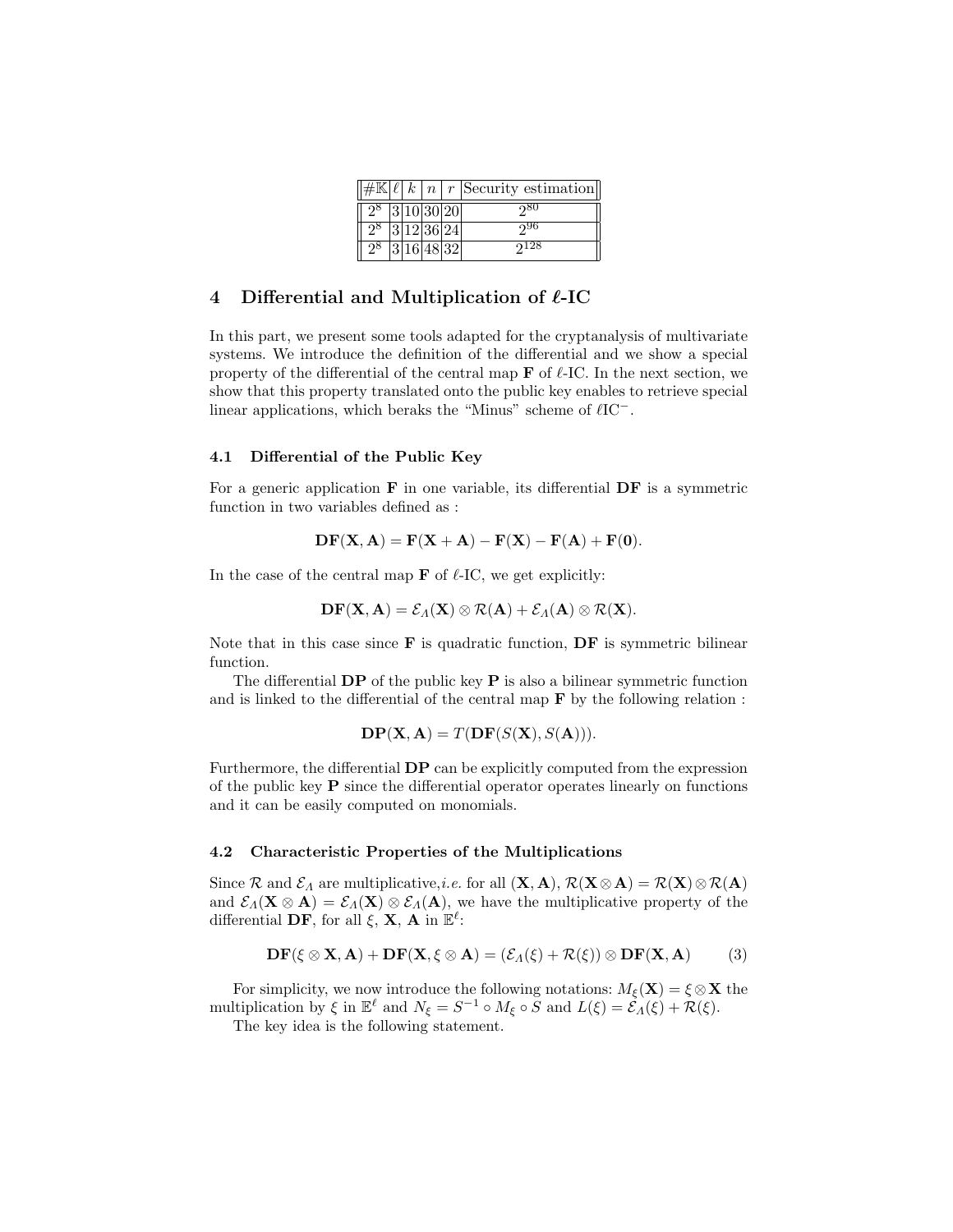| $\#\mathbb{K}$ | $\ell$ | $k$ | $n$ | $r$ | Security estimation |
|---|---|---|---|---|---|
| $2^8$ | 3 | 10 | 30 | 20 | $2^{80}$ |
| $2^8$ | 3 | 12 | 36 | 24 | $2^{96}$ |
| $2^8$ | 3 | 16 | 48 | 32 | $2^{128}$ |

## 4 Differential and Multiplication of $\ell$-IC

In this part, we present some tools adapted for the cryptanalysis of multivariate systems. We introduce the definition of the differential and we show a special property of the differential of the central map $\mathbf{F}$ of $\ell$-IC. In the next section, we show that this property translated onto the public key enables to retrieve special linear applications, which beraks the "Minus" scheme of $\ell\text{IC}^-$.

### 4.1 Differential of the Public Key

For a generic application $\mathbf{F}$ in one variable, its differential $\mathbf{DF}$ is a symmetric function in two variables defined as :

$$\mathbf{DF}(\mathbf{X}, \mathbf{A}) = \mathbf{F}(\mathbf{X} + \mathbf{A}) - \mathbf{F}(\mathbf{X}) - \mathbf{F}(\mathbf{A}) + \mathbf{F}(\mathbf{0}).$$

In the case of the central map $\mathbf{F}$ of $\ell$-IC, we get explicitly:

$$\mathbf{DF}(\mathbf{X}, \mathbf{A}) = \mathcal{E}_\Lambda(\mathbf{X}) \otimes \mathcal{R}(\mathbf{A}) + \mathcal{E}_\Lambda(\mathbf{A}) \otimes \mathcal{R}(\mathbf{X}).$$

Note that in this case since $\mathbf{F}$ is quadratic function, $\mathbf{DF}$ is symmetric bilinear function.

The differential $\mathbf{DP}$ of the public key $\mathbf{P}$ is also a bilinear symmetric function and is linked to the differential of the central map $\mathbf{F}$ by the following relation :

$$\mathbf{DP}(\mathbf{X}, \mathbf{A}) = T(\mathbf{DF}(S(\mathbf{X}), S(\mathbf{A}))).$$

Furthermore, the differential $\mathbf{DP}$ can be explicitly computed from the expression of the public key $\mathbf{P}$ since the differential operator operates linearly on functions and it can be easily computed on monomials.

### 4.2 Characteristic Properties of the Multiplications

Since $\mathcal{R}$ and $\mathcal{E}_\Lambda$ are multiplicative,*i.e.* for all $(\mathbf{X}, \mathbf{A})$, $\mathcal{R}(\mathbf{X} \otimes \mathbf{A}) = \mathcal{R}(\mathbf{X}) \otimes \mathcal{R}(\mathbf{A})$ and $\mathcal{E}_\Lambda(\mathbf{X} \otimes \mathbf{A}) = \mathcal{E}_\Lambda(\mathbf{X}) \otimes \mathcal{E}_\Lambda(\mathbf{A})$, we have the multiplicative property of the differential $\mathbf{DF}$, for all $\xi$, $\mathbf{X}$, $\mathbf{A}$ in $\mathbb{E}^\ell$:

$$\mathbf{DF}(\xi \otimes \mathbf{X}, \mathbf{A}) + \mathbf{DF}(\mathbf{X}, \xi \otimes \mathbf{A}) = (\mathcal{E}_\Lambda(\xi) + \mathcal{R}(\xi)) \otimes \mathbf{DF}(\mathbf{X}, \mathbf{A}) \qquad (3)$$

For simplicity, we now introduce the following notations: $M_\xi(\mathbf{X}) = \xi \otimes \mathbf{X}$ the multiplication by $\xi$ in $\mathbb{E}^\ell$ and $N_\xi = S^{-1} \circ M_\xi \circ S$ and $L(\xi) = \mathcal{E}_\Lambda(\xi) + \mathcal{R}(\xi)$.

The key idea is the following statement.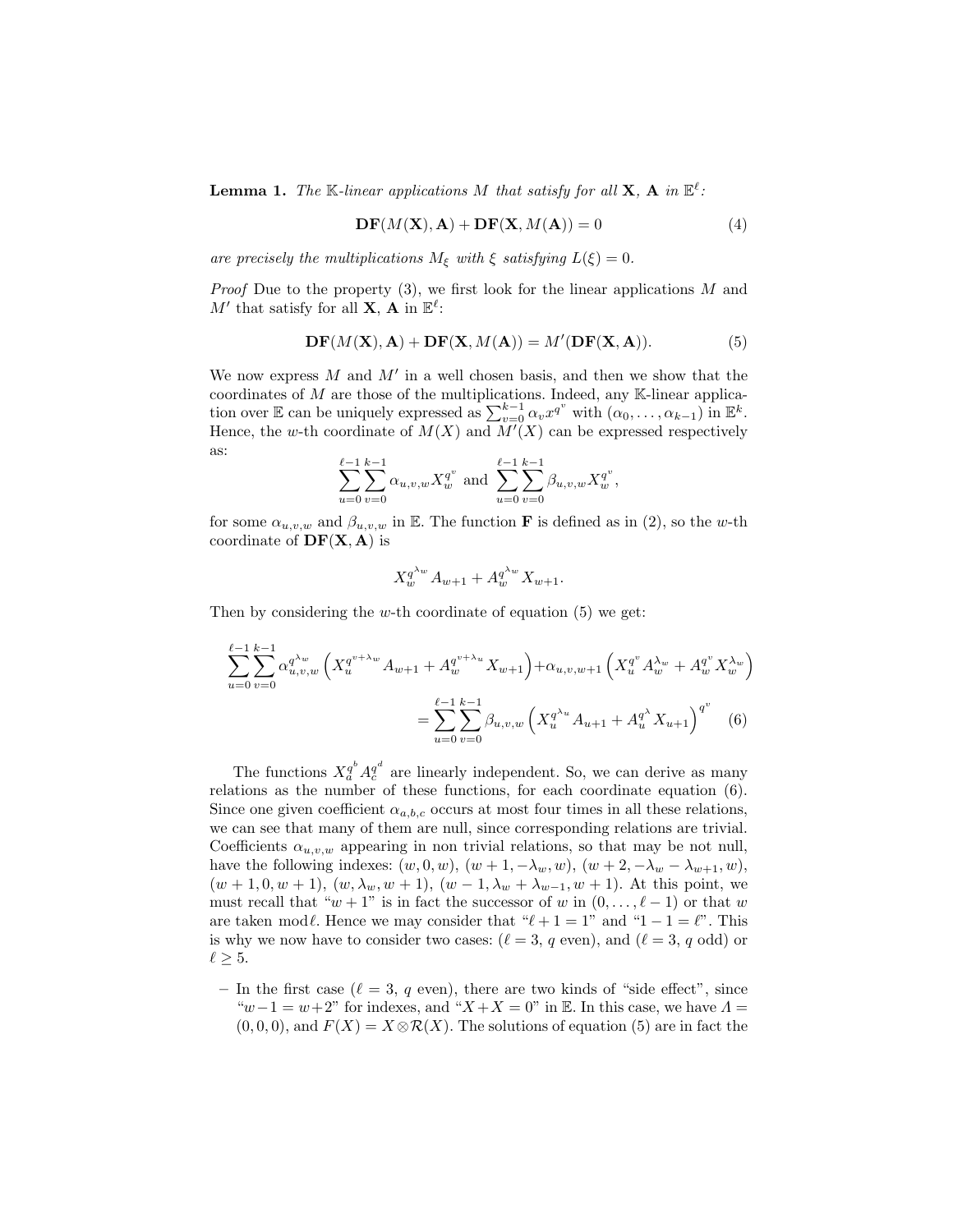**Lemma 1.** *The $\mathbb{K}$-linear applications $M$ that satisfy for all $\mathbf{X}$, $\mathbf{A}$ in $\mathbb{E}^\ell$:*

$$\mathbf{DF}(M(\mathbf{X}), \mathbf{A}) + \mathbf{DF}(\mathbf{X}, M(\mathbf{A})) = 0 \tag{4}$$

*are precisely the multiplications $M_\xi$ with $\xi$ satisfying $L(\xi) = 0$.*

*Proof* Due to the property (3), we first look for the linear applications $M$ and $M'$ that satisfy for all $\mathbf{X}$, $\mathbf{A}$ in $\mathbb{E}^\ell$:

$$\mathbf{DF}(M(\mathbf{X}), \mathbf{A}) + \mathbf{DF}(\mathbf{X}, M(\mathbf{A})) = M'(\mathbf{DF}(\mathbf{X}, \mathbf{A})). \tag{5}$$

We now express $M$ and $M'$ in a well chosen basis, and then we show that the coordinates of $M$ are those of the multiplications. Indeed, any $\mathbb{K}$-linear application over $\mathbb{E}$ can be uniquely expressed as $\sum_{v=0}^{k-1} \alpha_v x^{q^v}$ with $(\alpha_0, \dots, \alpha_{k-1})$ in $\mathbb{E}^k$. Hence, the $w$-th coordinate of $M(X)$ and $M'(X)$ can be expressed respectively as:

$$\sum_{u=0}^{\ell-1} \sum_{v=0}^{k-1} \alpha_{u,v,w} X_w^{q^v} \text{ and } \sum_{u=0}^{\ell-1} \sum_{v=0}^{k-1} \beta_{u,v,w} X_w^{q^v},$$

for some $\alpha_{u,v,w}$ and $\beta_{u,v,w}$ in $\mathbb{E}$. The function $\mathbf{F}$ is defined as in (2), so the $w$-th coordinate of $\mathbf{DF}(\mathbf{X}, \mathbf{A})$ is

$$X_w^{q^{\lambda_w}} A_{w+1} + A_w^{q^{\lambda_w}} X_{w+1}.$$

Then by considering the $w$-th coordinate of equation (5) we get:

$$\sum_{u=0}^{\ell-1} \sum_{v=0}^{k-1} \alpha_{u,v,w}^{q^{\lambda_w}} \left( X_u^{q^{v+\lambda_w}} A_{w+1} + A_w^{q^{v+\lambda_u}} X_{w+1} \right) + \alpha_{u,v,w+1} \left( X_u^{q^v} A_w^{\lambda_w} + A_w^{q^v} X_w^{\lambda_w} \right)$$
$$= \sum_{u=0}^{\ell-1} \sum_{v=0}^{k-1} \beta_{u,v,w} \left( X_u^{q^{\lambda_u}} A_{u+1} + A_u^{q^\lambda} X_{u+1} \right)^{q^v} \tag{6}$$

The functions $X_a^{q^b} A_c^{q^d}$ are linearly independent. So, we can derive as many relations as the number of these functions, for each coordinate equation (6). Since one given coefficient $\alpha_{a,b,c}$ occurs at most four times in all these relations, we can see that many of them are null, since corresponding relations are trivial. Coefficients $\alpha_{u,v,w}$ appearing in non trivial relations, so that may be not null, have the following indexes: $(w, 0, w)$, $(w+1, -\lambda_w, w)$, $(w+2, -\lambda_w - \lambda_{w+1}, w)$, $(w+1, 0, w+1)$, $(w, \lambda_w, w+1)$, $(w-1, \lambda_w + \lambda_{w-1}, w+1)$. At this point, we must recall that "$w+1$" is in fact the successor of $w$ in $(0, \dots, \ell-1)$ or that $w$ are taken mod$\ell$. Hence we may consider that "$\ell + 1 = 1$" and "$1 - 1 = \ell$". This is why we now have to consider two cases: ($\ell = 3$, $q$ even), and ($\ell = 3$, $q$ odd) or $\ell \geq 5$.

- In the first case ($\ell = 3$, $q$ even), there are two kinds of "side effect", since "$w-1 = w+2$" for indexes, and "$X + X = 0$" in $\mathbb{E}$. In this case, we have $\Lambda = (0, 0, 0)$, and $F(X) = X \otimes \mathcal{R}(X)$. The solutions of equation (5) are in fact the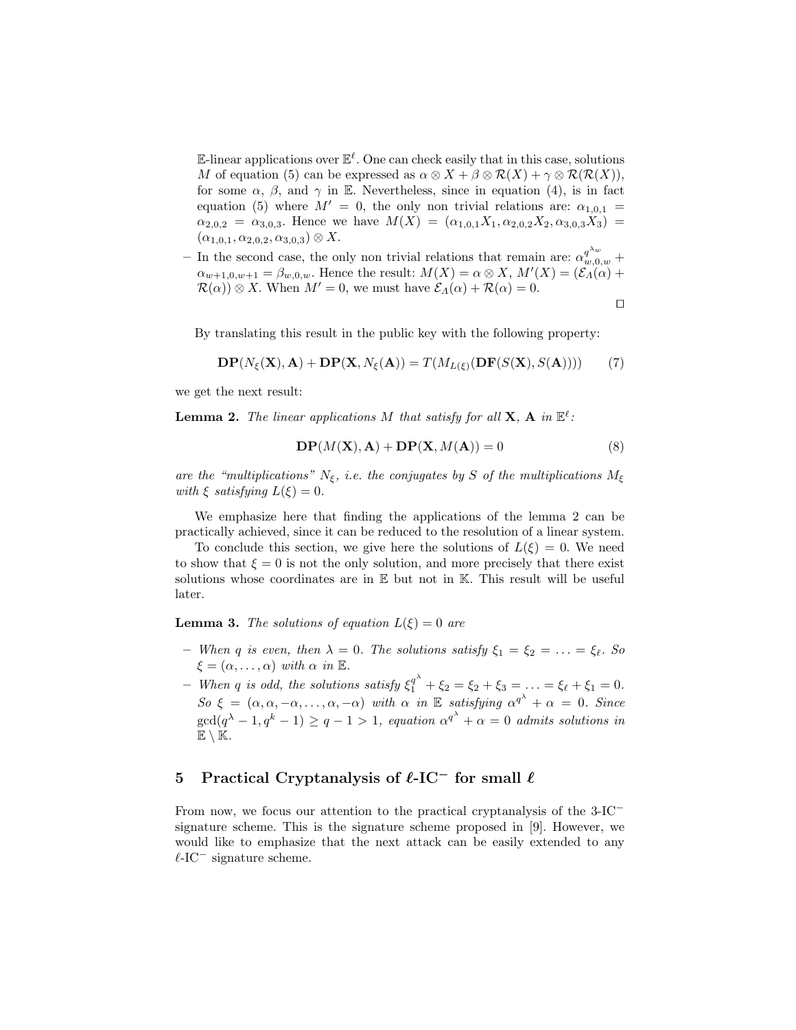$\mathbb{E}$-linear applications over $\mathbb{E}^\ell$. One can check easily that in this case, solutions $M$ of equation (5) can be expressed as $\alpha \otimes X + \beta \otimes \mathcal{R}(X) + \gamma \otimes \mathcal{R}(\mathcal{R}(X))$, for some $\alpha$, $\beta$, and $\gamma$ in $\mathbb{E}$. Nevertheless, since in equation (4), is in fact equation (5) where $M' = 0$, the only non trivial relations are: $\alpha_{1,0,1} = \alpha_{2,0,2} = \alpha_{3,0,3}$. Hence we have $M(X) = (\alpha_{1,0,1}X_1, \alpha_{2,0,2}X_2, \alpha_{3,0,3}X_3) = (\alpha_{1,0,1}, \alpha_{2,0,2}, \alpha_{3,0,3}) \otimes X$.

- In the second case, the only non trivial relations that remain are: $\alpha_{w,0,w}^{q^{\lambda_w}} + \alpha_{w+1,0,w+1} = \beta_{w,0,w}$. Hence the result: $M(X) = \alpha \otimes X$, $M'(X) = (\mathcal{E}_\Lambda(\alpha) + \mathcal{R}(\alpha)) \otimes X$. When $M' = 0$, we must have $\mathcal{E}_\Lambda(\alpha) + \mathcal{R}(\alpha) = 0$.

□

By translating this result in the public key with the following property:

$$\mathbf{DP}(N_\xi(\mathbf{X}), \mathbf{A}) + \mathbf{DP}(\mathbf{X}, N_\xi(\mathbf{A})) = T(M_{L(\xi)}(\mathbf{DF}(S(\mathbf{X}), S(\mathbf{A})))) \tag{7}$$

we get the next result:

**Lemma 2.** *The linear applications $M$ that satisfy for all $\mathbf{X}$, $\mathbf{A}$ in $\mathbb{E}^\ell$:*

$$\mathbf{DP}(M(\mathbf{X}), \mathbf{A}) + \mathbf{DP}(\mathbf{X}, M(\mathbf{A})) = 0 \tag{8}$$

*are the "multiplications" $N_\xi$, i.e. the conjugates by $S$ of the multiplications $M_\xi$ with $\xi$ satisfying $L(\xi) = 0$.*

We emphasize here that finding the applications of the lemma 2 can be practically achieved, since it can be reduced to the resolution of a linear system.

To conclude this section, we give here the solutions of $L(\xi) = 0$. We need to show that $\xi = 0$ is not the only solution, and more precisely that there exist solutions whose coordinates are in $\mathbb{E}$ but not in $\mathbb{K}$. This result will be useful later.

**Lemma 3.** *The solutions of equation $L(\xi) = 0$ are*

- *When $q$ is even, then $\lambda = 0$. The solutions satisfy $\xi_1 = \xi_2 = \ldots = \xi_\ell$. So $\xi = (\alpha, \ldots, \alpha)$ with $\alpha$ in $\mathbb{E}$.*
- *When $q$ is odd, the solutions satisfy $\xi_1^{q^\lambda} + \xi_2 = \xi_2 + \xi_3 = \ldots = \xi_\ell + \xi_1 = 0$. So $\xi = (\alpha, \alpha, -\alpha, \ldots, \alpha, -\alpha)$ with $\alpha$ in $\mathbb{E}$ satisfying $\alpha^{q^\lambda} + \alpha = 0$. Since $\gcd(q^\lambda - 1, q^k - 1) \geq q - 1 > 1$, equation $\alpha^{q^\lambda} + \alpha = 0$ admits solutions in $\mathbb{E} \setminus \mathbb{K}$.*

## 5 Practical Cryptanalysis of $\ell$-IC$^-$ for small $\ell$

From now, we focus our attention to the practical cryptanalysis of the 3-IC$^-$ signature scheme. This is the signature scheme proposed in [9]. However, we would like to emphasize that the next attack can be easily extended to any $\ell$-IC$^-$ signature scheme.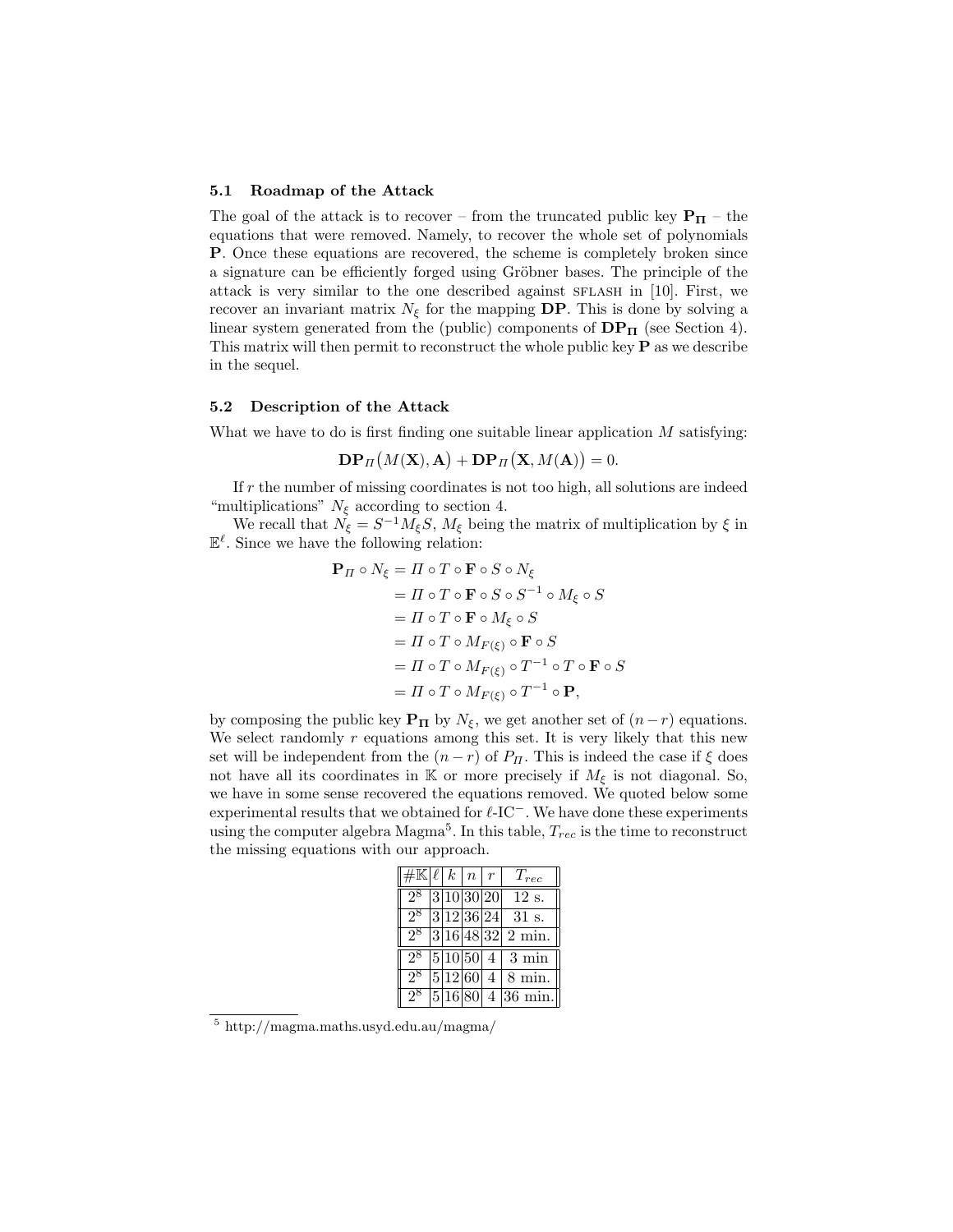### 5.1 Roadmap of the Attack

The goal of the attack is to recover – from the truncated public key $\mathbf{P_\Pi}$ – the equations that were removed. Namely, to recover the whole set of polynomials $\mathbf{P}$. Once these equations are recovered, the scheme is completely broken since a signature can be efficiently forged using Gröbner bases. The principle of the attack is very similar to the one described against SFLASH in [10]. First, we recover an invariant matrix $N_\xi$ for the mapping $\mathbf{DP}$. This is done by solving a linear system generated from the (public) components of $\mathbf{DP_\Pi}$ (see Section 4). This matrix will then permit to reconstruct the whole public key $\mathbf{P}$ as we describe in the sequel.

### 5.2 Description of the Attack

What we have to do is first finding one suitable linear application $M$ satisfying:

$$\mathbf{DP}_\Pi\big(M(\mathbf{X}),\mathbf{A}\big) + \mathbf{DP}_\Pi\big(\mathbf{X}, M(\mathbf{A})\big) = 0.$$

If $r$ the number of missing coordinates is not too high, all solutions are indeed "multiplications" $N_\xi$ according to section 4.

We recall that $N_\xi = S^{-1} M_\xi S$, $M_\xi$ being the matrix of multiplication by $\xi$ in $\mathbb{E}^\ell$. Since we have the following relation:

$$\begin{aligned}
\mathbf{P}_\Pi \circ N_\xi &= \Pi \circ T \circ \mathbf{F} \circ S \circ N_\xi \\
&= \Pi \circ T \circ \mathbf{F} \circ S \circ S^{-1} \circ M_\xi \circ S \\
&= \Pi \circ T \circ \mathbf{F} \circ M_\xi \circ S \\
&= \Pi \circ T \circ M_{F(\xi)} \circ \mathbf{F} \circ S \\
&= \Pi \circ T \circ M_{F(\xi)} \circ T^{-1} \circ T \circ \mathbf{F} \circ S \\
&= \Pi \circ T \circ M_{F(\xi)} \circ T^{-1} \circ \mathbf{P},
\end{aligned}$$

by composing the public key $\mathbf{P_\Pi}$ by $N_\xi$, we get another set of $(n-r)$ equations. We select randomly $r$ equations among this set. It is very likely that this new set will be independent from the $(n-r)$ of $P_\Pi$. This is indeed the case if $\xi$ does not have all its coordinates in $\mathbb{K}$ or more precisely if $M_\xi$ is not diagonal. So, we have in some sense recovered the equations removed. We quoted below some experimental results that we obtained for $\ell$-IC$^-$. We have done these experiments using the computer algebra Magma[5]. In this table, $T_{rec}$ is the time to reconstruct the missing equations with our approach.

| $\#\mathbb{K}$ | $\ell$ | $k$ | $n$ | $r$ | $T_{rec}$ |
|---|---|---|---|---|---|
| $2^8$ | 3 | 10 | 30 | 20 | 12 s. |
| $2^8$ | 3 | 12 | 36 | 24 | 31 s. |
| $2^8$ | 3 | 16 | 48 | 32 | 2 min. |
| $2^8$ | 5 | 10 | 50 | 4 | 3 min |
| $2^8$ | 5 | 12 | 60 | 4 | 8 min. |
| $2^8$ | 5 | 16 | 80 | 4 | 36 min. |

[5] http://magma.maths.usyd.edu.au/magma/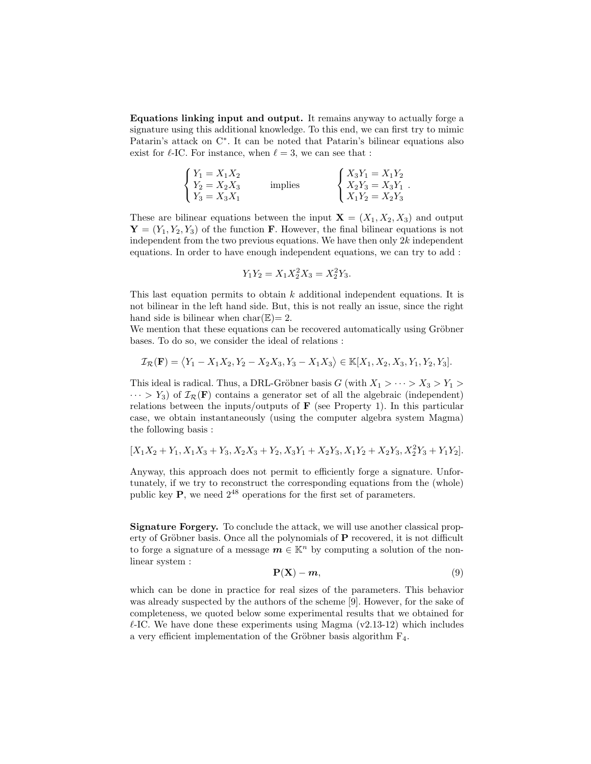**Equations linking input and output.** It remains anyway to actually forge a signature using this additional knowledge. To this end, we can first try to mimic Patarin's attack on C*. It can be noted that Patarin's bilinear equations also exist for $\ell$-IC. For instance, when $\ell = 3$, we can see that :

$$\begin{cases} Y_1 = X_1 X_2 \\ Y_2 = X_2 X_3 \\ Y_3 = X_3 X_1 \end{cases} \quad \text{implies} \quad \begin{cases} X_3 Y_1 = X_1 Y_2 \\ X_2 Y_3 = X_3 Y_1 \\ X_1 Y_2 = X_2 Y_3 \end{cases}.$$

These are bilinear equations between the input $\mathbf{X} = (X_1, X_2, X_3)$ and output $\mathbf{Y} = (Y_1, Y_2, Y_3)$ of the function $\mathbf{F}$. However, the final bilinear equations is not independent from the two previous equations. We have then only $2k$ independent equations. In order to have enough independent equations, we can try to add :

$$Y_1 Y_2 = X_1 X_2^2 X_3 = X_2^2 Y_3.$$

This last equation permits to obtain $k$ additional independent equations. It is not bilinear in the left hand side. But, this is not really an issue, since the right hand side is bilinear when $\mathrm{char}(\mathbb{E}) = 2$.
We mention that these equations can be recovered automatically using Gröbner bases. To do so, we consider the ideal of relations :

$$\mathcal{I}_{\mathcal{R}}(\mathbf{F}) = \langle Y_1 - X_1 X_2, Y_2 - X_2 X_3, Y_3 - X_1 X_3 \rangle \in \mathbb{K}[X_1, X_2, X_3, Y_1, Y_2, Y_3].$$

This ideal is radical. Thus, a DRL-Gröbner basis $G$ (with $X_1 > \cdots > X_3 > Y_1 > \cdots > Y_3$) of $\mathcal{I}_{\mathcal{R}}(\mathbf{F})$ contains a generator set of all the algebraic (independent) relations between the inputs/outputs of $\mathbf{F}$ (see Property 1). In this particular case, we obtain instantaneously (using the computer algebra system Magma) the following basis :

$$[X_1 X_2 + Y_1, X_1 X_3 + Y_3, X_2 X_3 + Y_2, X_3 Y_1 + X_2 Y_3, X_1 Y_2 + X_2 Y_3, X_2^2 Y_3 + Y_1 Y_2].$$

Anyway, this approach does not permit to efficiently forge a signature. Unfortunately, if we try to reconstruct the corresponding equations from the (whole) public key $\mathbf{P}$, we need $2^{48}$ operations for the first set of parameters.

**Signature Forgery.** To conclude the attack, we will use another classical property of Gröbner basis. Once all the polynomials of $\mathbf{P}$ recovered, it is not difficult to forge a signature of a message $\boldsymbol{m} \in \mathbb{K}^n$ by computing a solution of the non-linear system :

$$\mathbf{P}(\mathbf{X}) - \boldsymbol{m}, \tag{9}$$

which can be done in practice for real sizes of the parameters. This behavior was already suspected by the authors of the scheme [9]. However, for the sake of completeness, we quoted below some experimental results that we obtained for $\ell$-IC. We have done these experiments using Magma (v2.13-12) which includes a very efficient implementation of the Gröbner basis algorithm $\mathrm{F}_4$.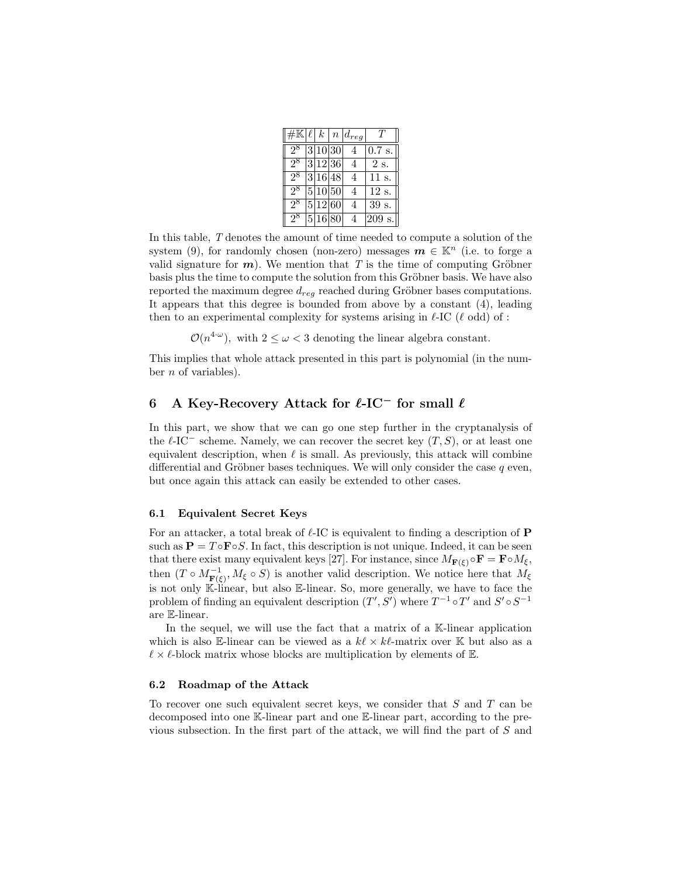| $\#\mathbb{K}$ | $\ell$ | $k$ | $n$ | $d_{reg}$ | $T$ |
|---|---|---|---|---|---|
| $2^8$ | 3 | 10 | 30 | 4 | 0.7 s. |
| $2^8$ | 3 | 12 | 36 | 4 | 2 s. |
| $2^8$ | 3 | 16 | 48 | 4 | 11 s. |
| $2^8$ | 5 | 10 | 50 | 4 | 12 s. |
| $2^8$ | 5 | 12 | 60 | 4 | 39 s. |
| $2^8$ | 5 | 16 | 80 | 4 | 209 s. |

In this table, $T$ denotes the amount of time needed to compute a solution of the system (9), for randomly chosen (non-zero) messages $\boldsymbol{m} \in \mathbb{K}^n$ (i.e. to forge a valid signature for $\boldsymbol{m}$). We mention that $T$ is the time of computing Gröbner basis plus the time to compute the solution from this Gröbner basis. We have also reported the maximum degree $d_{reg}$ reached during Gröbner bases computations. It appears that this degree is bounded from above by a constant (4), leading then to an experimental complexity for systems arising in $\ell$-IC ($\ell$ odd) of :

$$\mathcal{O}(n^{4\cdot\omega}),\ \text{with } 2 \leq \omega < 3 \text{ denoting the linear algebra constant.}$$

This implies that whole attack presented in this part is polynomial (in the number $n$ of variables).

## 6 A Key-Recovery Attack for $\ell$-IC$^-$ for small $\ell$

In this part, we show that we can go one step further in the cryptanalysis of the $\ell$-IC$^-$ scheme. Namely, we can recover the secret key $(T, S)$, or at least one equivalent description, when $\ell$ is small. As previously, this attack will combine differential and Gröbner bases techniques. We will only consider the case $q$ even, but once again this attack can easily be extended to other cases.

### 6.1 Equivalent Secret Keys

For an attacker, a total break of $\ell$-IC is equivalent to finding a description of $\mathbf{P}$ such as $\mathbf{P} = T \circ \mathbf{F} \circ S$. In fact, this description is not unique. Indeed, it can be seen that there exist many equivalent keys [27]. For instance, since $M_{\mathbf{F}(\xi)} \circ \mathbf{F} = \mathbf{F} \circ M_\xi$, then $(T \circ M^{-1}_{\mathbf{F}(\xi)}, M_\xi \circ S)$ is another valid description. We notice here that $M_\xi$ is not only $\mathbb{K}$-linear, but also $\mathbb{E}$-linear. So, more generally, we have to face the problem of finding an equivalent description $(T', S')$ where $T^{-1} \circ T'$ and $S' \circ S^{-1}$ are $\mathbb{E}$-linear.

In the sequel, we will use the fact that a matrix of a $\mathbb{K}$-linear application which is also $\mathbb{E}$-linear can be viewed as a $k\ell \times k\ell$-matrix over $\mathbb{K}$ but also as a $\ell \times \ell$-block matrix whose blocks are multiplication by elements of $\mathbb{E}$.

### 6.2 Roadmap of the Attack

To recover one such equivalent secret keys, we consider that $S$ and $T$ can be decomposed into one $\mathbb{K}$-linear part and one $\mathbb{E}$-linear part, according to the previous subsection. In the first part of the attack, we will find the part of $S$ and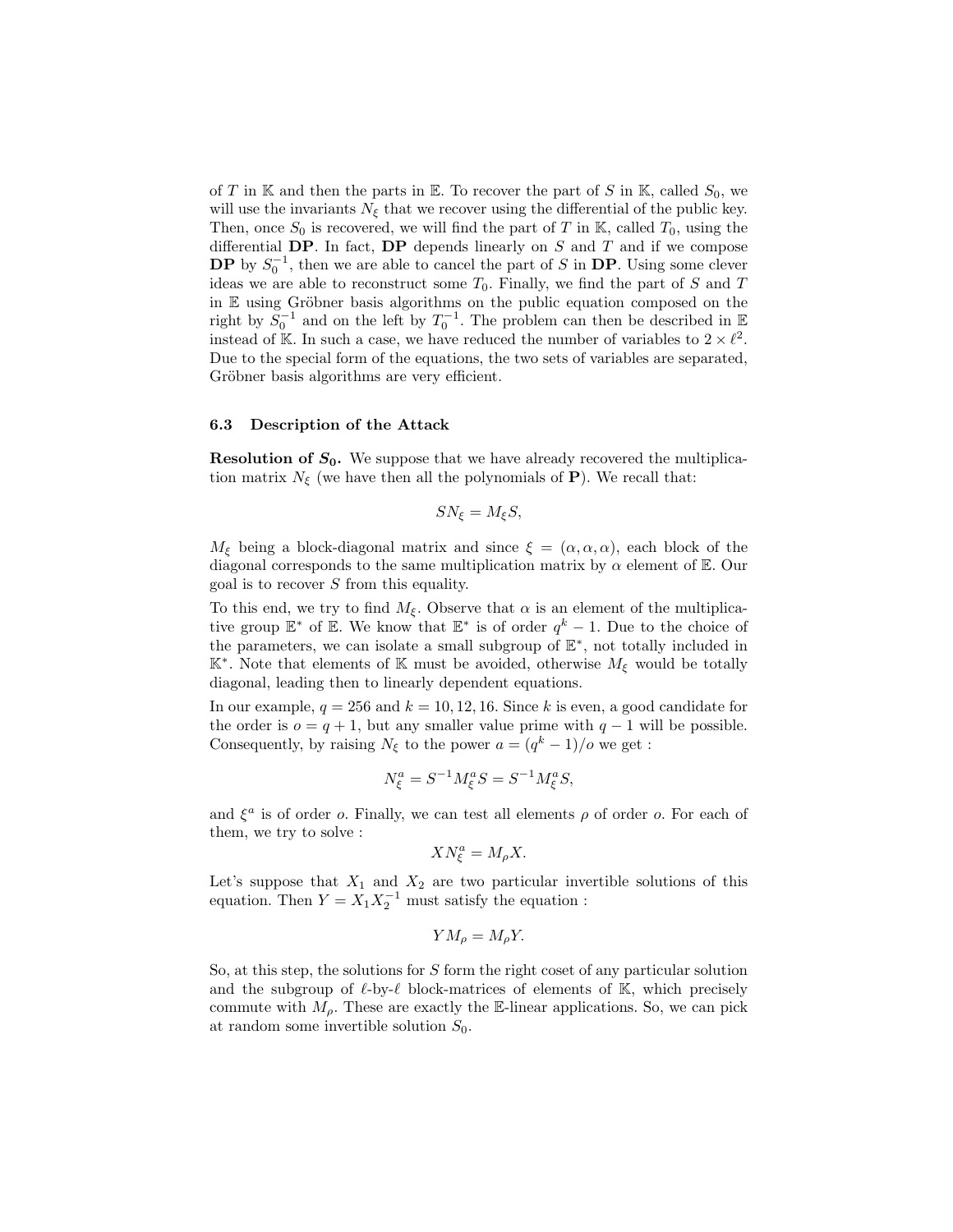of $T$ in $\mathbb{K}$ and then the parts in $\mathbb{E}$. To recover the part of $S$ in $\mathbb{K}$, called $S_0$, we will use the invariants $N_\xi$ that we recover using the differential of the public key. Then, once $S_0$ is recovered, we will find the part of $T$ in $\mathbb{K}$, called $T_0$, using the differential $\mathbf{DP}$. In fact, $\mathbf{DP}$ depends linearly on $S$ and $T$ and if we compose $\mathbf{DP}$ by $S_0^{-1}$, then we are able to cancel the part of $S$ in $\mathbf{DP}$. Using some clever ideas we are able to reconstruct some $T_0$. Finally, we find the part of $S$ and $T$ in $\mathbb{E}$ using Gröbner basis algorithms on the public equation composed on the right by $S_0^{-1}$ and on the left by $T_0^{-1}$. The problem can then be described in $\mathbb{E}$ instead of $\mathbb{K}$. In such a case, we have reduced the number of variables to $2 \times \ell^2$. Due to the special form of the equations, the two sets of variables are separated, Gröbner basis algorithms are very efficient.

### 6.3 Description of the Attack

**Resolution of $S_0$.** We suppose that we have already recovered the multiplication matrix $N_\xi$ (we have then all the polynomials of $\mathbf{P}$). We recall that:

$$SN_\xi = M_\xi S,$$

$M_\xi$ being a block-diagonal matrix and since $\xi = (\alpha, \alpha, \alpha)$, each block of the diagonal corresponds to the same multiplication matrix by $\alpha$ element of $\mathbb{E}$. Our goal is to recover $S$ from this equality.

To this end, we try to find $M_\xi$. Observe that $\alpha$ is an element of the multiplicative group $\mathbb{E}^*$ of $\mathbb{E}$. We know that $\mathbb{E}^*$ is of order $q^k - 1$. Due to the choice of the parameters, we can isolate a small subgroup of $\mathbb{E}^*$, not totally included in $\mathbb{K}^*$. Note that elements of $\mathbb{K}$ must be avoided, otherwise $M_\xi$ would be totally diagonal, leading then to linearly dependent equations.

In our example, $q = 256$ and $k = 10, 12, 16$. Since $k$ is even, a good candidate for the order is $o = q + 1$, but any smaller value prime with $q - 1$ will be possible. Consequently, by raising $N_\xi$ to the power $a = (q^k - 1)/o$ we get :

$$N_\xi^a = S^{-1} M_\xi^a S = S^{-1} M_\xi^a S,$$

and $\xi^a$ is of order $o$. Finally, we can test all elements $\rho$ of order $o$. For each of them, we try to solve :

$$XN_\xi^a = M_\rho X.$$

Let's suppose that $X_1$ and $X_2$ are two particular invertible solutions of this equation. Then $Y = X_1 X_2^{-1}$ must satisfy the equation :

$$YM_\rho = M_\rho Y.$$

So, at this step, the solutions for $S$ form the right coset of any particular solution and the subgroup of $\ell$-by-$\ell$ block-matrices of elements of $\mathbb{K}$, which precisely commute with $M_\rho$. These are exactly the $\mathbb{E}$-linear applications. So, we can pick at random some invertible solution $S_0$.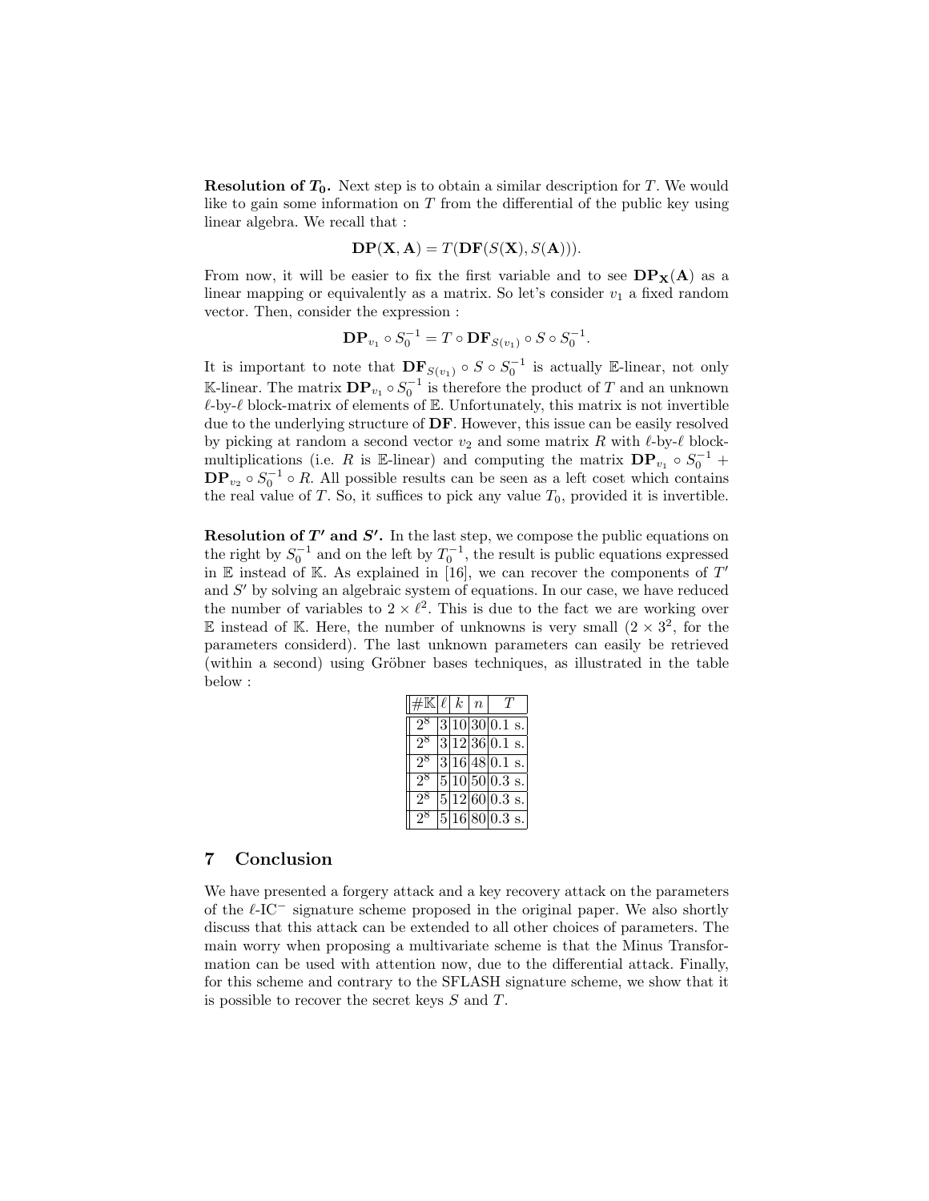**Resolution of $T_0$.** Next step is to obtain a similar description for $T$. We would like to gain some information on $T$ from the differential of the public key using linear algebra. We recall that :

$$\mathbf{DP}(\mathbf{X}, \mathbf{A}) = T(\mathbf{DF}(S(\mathbf{X}), S(\mathbf{A}))).$$

From now, it will be easier to fix the first variable and to see $\mathbf{DP}_{\mathbf{X}}(\mathbf{A})$ as a linear mapping or equivalently as a matrix. So let's consider $v_1$ a fixed random vector. Then, consider the expression :

$$\mathbf{DP}_{v_1} \circ S_0^{-1} = T \circ \mathbf{DF}_{S(v_1)} \circ S \circ S_0^{-1}.$$

It is important to note that $\mathbf{DF}_{S(v_1)} \circ S \circ S_0^{-1}$ is actually $\mathbb{E}$-linear, not only $\mathbb{K}$-linear. The matrix $\mathbf{DP}_{v_1} \circ S_0^{-1}$ is therefore the product of $T$ and an unknown $\ell$-by-$\ell$ block-matrix of elements of $\mathbb{E}$. Unfortunately, this matrix is not invertible due to the underlying structure of $\mathbf{DF}$. However, this issue can be easily resolved by picking at random a second vector $v_2$ and some matrix $R$ with $\ell$-by-$\ell$ block-multiplications (i.e. $R$ is $\mathbb{E}$-linear) and computing the matrix $\mathbf{DP}_{v_1} \circ S_0^{-1} + \mathbf{DP}_{v_2} \circ S_0^{-1} \circ R$. All possible results can be seen as a left coset which contains the real value of $T$. So, it suffices to pick any value $T_0$, provided it is invertible.

**Resolution of $T'$ and $S'$.** In the last step, we compose the public equations on the right by $S_0^{-1}$ and on the left by $T_0^{-1}$, the result is public equations expressed in $\mathbb{E}$ instead of $\mathbb{K}$. As explained in [16], we can recover the components of $T'$ and $S'$ by solving an algebraic system of equations. In our case, we have reduced the number of variables to $2 \times \ell^2$. This is due to the fact we are working over $\mathbb{E}$ instead of $\mathbb{K}$. Here, the number of unknowns is very small ($2 \times 3^2$, for the parameters considerd). The last unknown parameters can easily be retrieved (within a second) using Gröbner bases techniques, as illustrated in the table below :

| $\#\mathbb{K}$ | $\ell$ | $k$ | $n$ | $T$ |
|---|---|---|---|---|
| $2^8$ | 3 | 10 | 30 | 0.1 s. |
| $2^8$ | 3 | 12 | 36 | 0.1 s. |
| $2^8$ | 3 | 16 | 48 | 0.1 s. |
| $2^8$ | 5 | 10 | 50 | 0.3 s. |
| $2^8$ | 5 | 12 | 60 | 0.3 s. |
| $2^8$ | 5 | 16 | 80 | 0.3 s. |

## 7 Conclusion

We have presented a forgery attack and a key recovery attack on the parameters of the $\ell$-IC$^-$ signature scheme proposed in the original paper. We also shortly discuss that this attack can be extended to all other choices of parameters. The main worry when proposing a multivariate scheme is that the Minus Transformation can be used with attention now, due to the differential attack. Finally, for this scheme and contrary to the SFLASH signature scheme, we show that it is possible to recover the secret keys $S$ and $T$.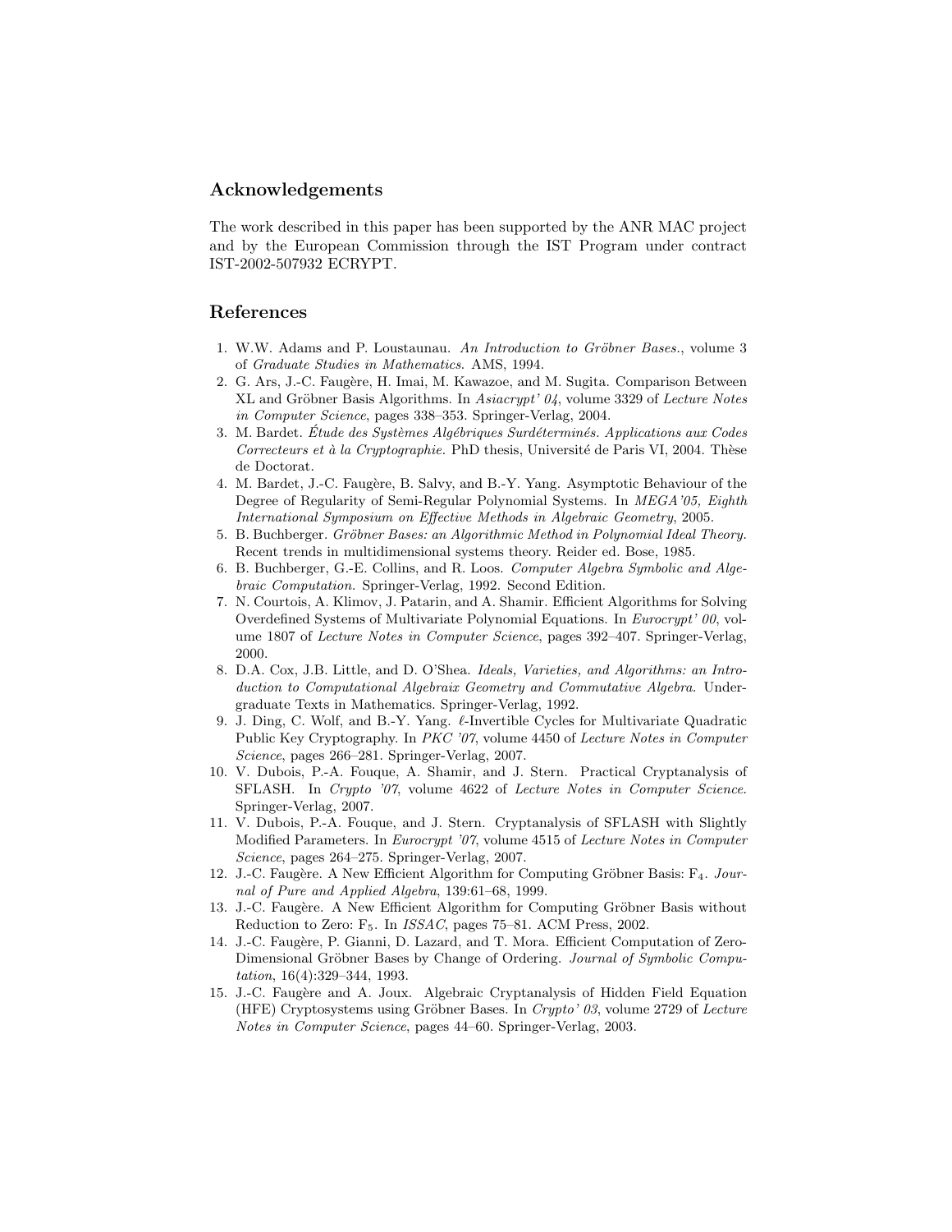## Acknowledgements

The work described in this paper has been supported by the ANR MAC project and by the European Commission through the IST Program under contract IST-2002-507932 ECRYPT.

## References

1. W.W. Adams and P. Loustaunau. *An Introduction to Gröbner Bases.*, volume 3 of *Graduate Studies in Mathematics.* AMS, 1994.
2. G. Ars, J.-C. Faugère, H. Imai, M. Kawazoe, and M. Sugita. Comparison Between XL and Gröbner Basis Algorithms. In *Asiacrypt' 04*, volume 3329 of *Lecture Notes in Computer Science*, pages 338–353. Springer-Verlag, 2004.
3. M. Bardet. *Étude des Systèmes Algébriques Surdéterminés. Applications aux Codes Correcteurs et à la Cryptographie.* PhD thesis, Université de Paris VI, 2004. Thèse de Doctorat.
4. M. Bardet, J.-C. Faugère, B. Salvy, and B.-Y. Yang. Asymptotic Behaviour of the Degree of Regularity of Semi-Regular Polynomial Systems. In *MEGA'05, Eighth International Symposium on Effective Methods in Algebraic Geometry*, 2005.
5. B. Buchberger. *Gröbner Bases: an Algorithmic Method in Polynomial Ideal Theory.* Recent trends in multidimensional systems theory. Reider ed. Bose, 1985.
6. B. Buchberger, G.-E. Collins, and R. Loos. *Computer Algebra Symbolic and Algebraic Computation.* Springer-Verlag, 1992. Second Edition.
7. N. Courtois, A. Klimov, J. Patarin, and A. Shamir. Efficient Algorithms for Solving Overdefined Systems of Multivariate Polynomial Equations. In *Eurocrypt' 00*, volume 1807 of *Lecture Notes in Computer Science*, pages 392–407. Springer-Verlag, 2000.
8. D.A. Cox, J.B. Little, and D. O'Shea. *Ideals, Varieties, and Algorithms: an Introduction to Computational Algebraix Geometry and Commutative Algebra.* Undergraduate Texts in Mathematics. Springer-Verlag, 1992.
9. J. Ding, C. Wolf, and B.-Y. Yang. $\ell$-Invertible Cycles for Multivariate Quadratic Public Key Cryptography. In *PKC '07*, volume 4450 of *Lecture Notes in Computer Science*, pages 266–281. Springer-Verlag, 2007.
10. V. Dubois, P.-A. Fouque, A. Shamir, and J. Stern. Practical Cryptanalysis of SFLASH. In *Crypto '07*, volume 4622 of *Lecture Notes in Computer Science.* Springer-Verlag, 2007.
11. V. Dubois, P.-A. Fouque, and J. Stern. Cryptanalysis of SFLASH with Slightly Modified Parameters. In *Eurocrypt '07*, volume 4515 of *Lecture Notes in Computer Science*, pages 264–275. Springer-Verlag, 2007.
12. J.-C. Faugère. A New Efficient Algorithm for Computing Gröbner Basis: $F_4$. *Journal of Pure and Applied Algebra*, 139:61–68, 1999.
13. J.-C. Faugère. A New Efficient Algorithm for Computing Gröbner Basis without Reduction to Zero: $F_5$. In *ISSAC*, pages 75–81. ACM Press, 2002.
14. J.-C. Faugère, P. Gianni, D. Lazard, and T. Mora. Efficient Computation of Zero-Dimensional Gröbner Bases by Change of Ordering. *Journal of Symbolic Computation*, 16(4):329–344, 1993.
15. J.-C. Faugère and A. Joux. Algebraic Cryptanalysis of Hidden Field Equation (HFE) Cryptosystems using Gröbner Bases. In *Crypto' 03*, volume 2729 of *Lecture Notes in Computer Science*, pages 44–60. Springer-Verlag, 2003.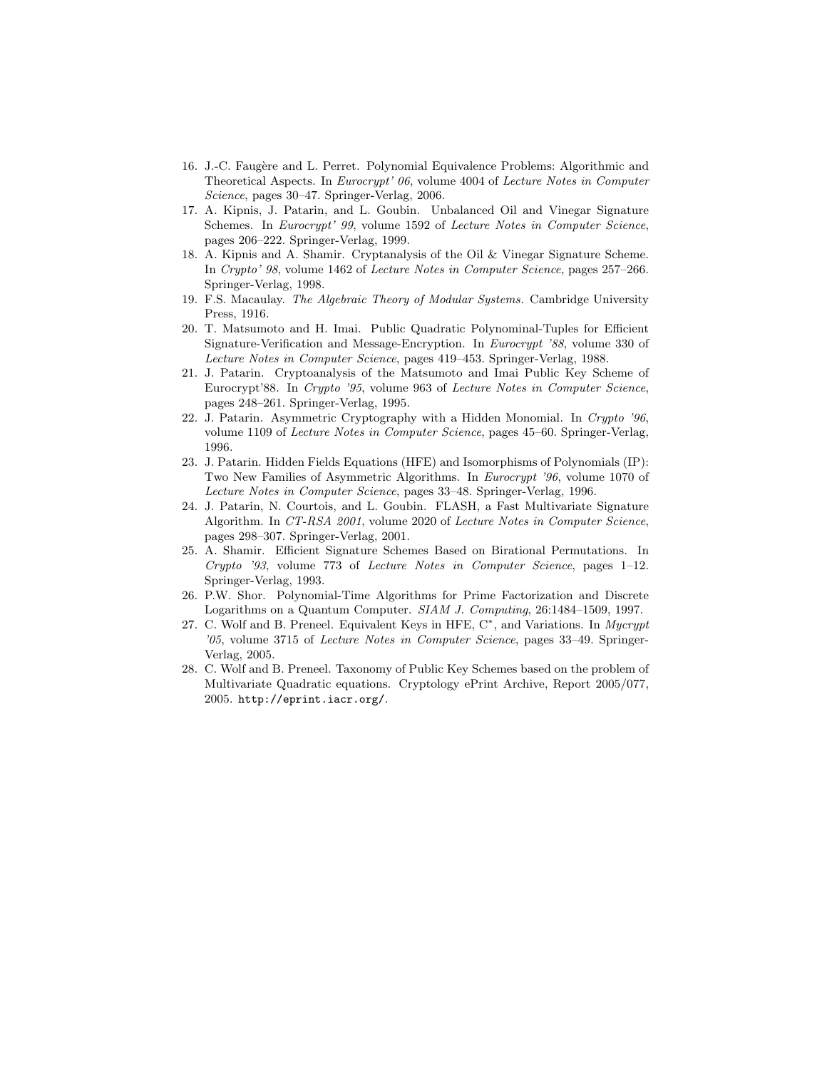16. J.-C. Faugère and L. Perret. Polynomial Equivalence Problems: Algorithmic and Theoretical Aspects. In *Eurocrypt' 06*, volume 4004 of *Lecture Notes in Computer Science*, pages 30–47. Springer-Verlag, 2006.
17. A. Kipnis, J. Patarin, and L. Goubin. Unbalanced Oil and Vinegar Signature Schemes. In *Eurocrypt' 99*, volume 1592 of *Lecture Notes in Computer Science*, pages 206–222. Springer-Verlag, 1999.
18. A. Kipnis and A. Shamir. Cryptanalysis of the Oil & Vinegar Signature Scheme. In *Crypto' 98*, volume 1462 of *Lecture Notes in Computer Science*, pages 257–266. Springer-Verlag, 1998.
19. F.S. Macaulay. *The Algebraic Theory of Modular Systems.* Cambridge University Press, 1916.
20. T. Matsumoto and H. Imai. Public Quadratic Polynominal-Tuples for Efficient Signature-Verification and Message-Encryption. In *Eurocrypt '88*, volume 330 of *Lecture Notes in Computer Science*, pages 419–453. Springer-Verlag, 1988.
21. J. Patarin. Cryptoanalysis of the Matsumoto and Imai Public Key Scheme of Eurocrypt'88. In *Crypto '95*, volume 963 of *Lecture Notes in Computer Science*, pages 248–261. Springer-Verlag, 1995.
22. J. Patarin. Asymmetric Cryptography with a Hidden Monomial. In *Crypto '96*, volume 1109 of *Lecture Notes in Computer Science*, pages 45–60. Springer-Verlag, 1996.
23. J. Patarin. Hidden Fields Equations (HFE) and Isomorphisms of Polynomials (IP): Two New Families of Asymmetric Algorithms. In *Eurocrypt '96*, volume 1070 of *Lecture Notes in Computer Science*, pages 33–48. Springer-Verlag, 1996.
24. J. Patarin, N. Courtois, and L. Goubin. FLASH, a Fast Multivariate Signature Algorithm. In *CT-RSA 2001*, volume 2020 of *Lecture Notes in Computer Science*, pages 298–307. Springer-Verlag, 2001.
25. A. Shamir. Efficient Signature Schemes Based on Birational Permutations. In *Crypto '93*, volume 773 of *Lecture Notes in Computer Science*, pages 1–12. Springer-Verlag, 1993.
26. P.W. Shor. Polynomial-Time Algorithms for Prime Factorization and Discrete Logarithms on a Quantum Computer. *SIAM J. Computing*, 26:1484–1509, 1997.
27. C. Wolf and B. Preneel. Equivalent Keys in HFE, $C^*$, and Variations. In *Mycrypt '05*, volume 3715 of *Lecture Notes in Computer Science*, pages 33–49. Springer-Verlag, 2005.
28. C. Wolf and B. Preneel. Taxonomy of Public Key Schemes based on the problem of Multivariate Quadratic equations. Cryptology ePrint Archive, Report 2005/077, 2005. `http://eprint.iacr.org/`.